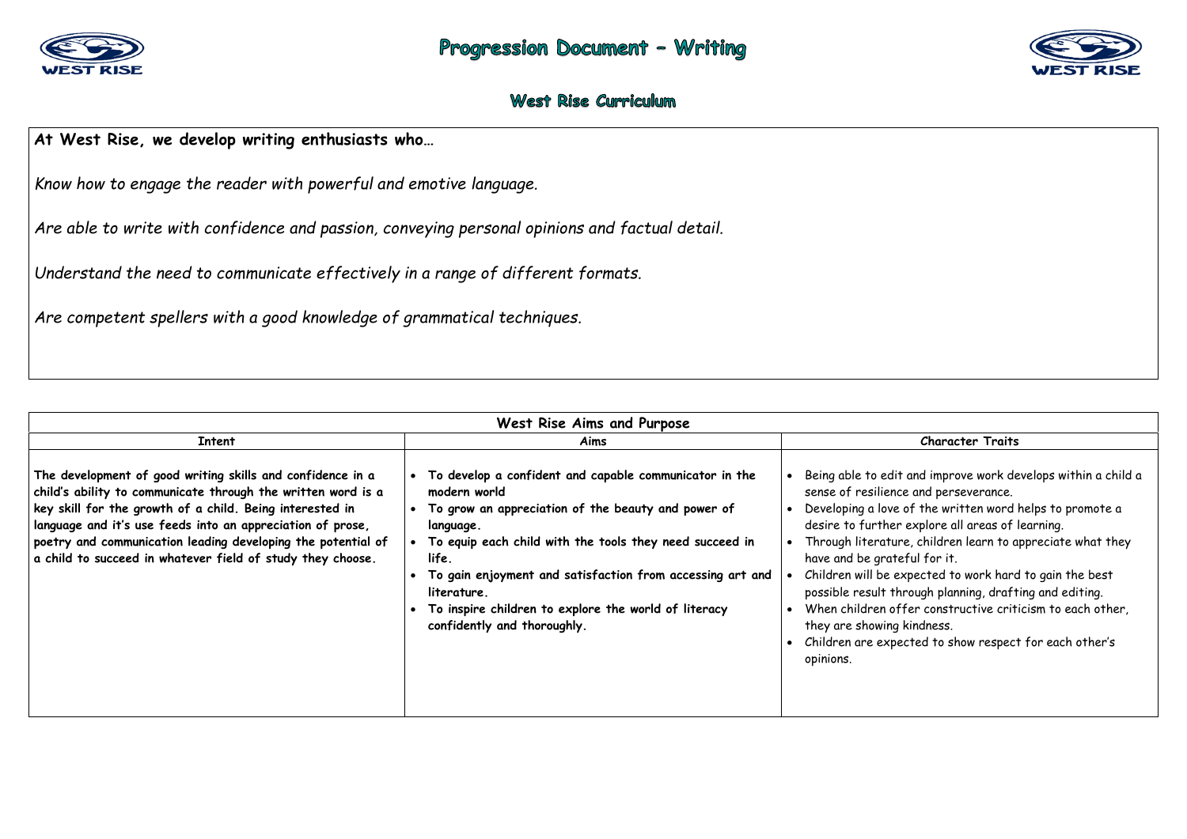# Progression Document – Writing

## West Rise Curriculum

**At West Rise, we develop writing enthusiasts who…**

*Know how to engage the reader with powerful and emotive language.*

*Are able to write with confidence and passion, conveying personal opinions and factual detail.*

*Understand the need to communicate effectively in a range of different formats.*

*Are competent spellers with a good knowledge of grammatical techniques.*

| West Rise Aims and Purpose | | |
|---|---|---|
| **Intent** | **Aims** | **Character Traits** |
| **The development of good writing skills and confidence in a child's ability to communicate through the written word is a key skill for the growth of a child. Being interested in language and it's use feeds into an appreciation of prose, poetry and communication leading developing the potential of a child to succeed in whatever field of study they choose.** | • **To develop a confident and capable communicator in the modern world**<br>• **To grow an appreciation of the beauty and power of language.**<br>• **To equip each child with the tools they need succeed in life.**<br>• **To gain enjoyment and satisfaction from accessing art and literature.**<br>• **To inspire children to explore the world of literacy confidently and thoroughly.** | • Being able to edit and improve work develops within a child a sense of resilience and perseverance.<br>• Developing a love of the written word helps to promote a desire to further explore all areas of learning.<br>• Through literature, children learn to appreciate what they have and be grateful for it.<br>• Children will be expected to work hard to gain the best possible result through planning, drafting and editing.<br>• When children offer constructive criticism to each other, they are showing kindness.<br>• Children are expected to show respect for each other's opinions. |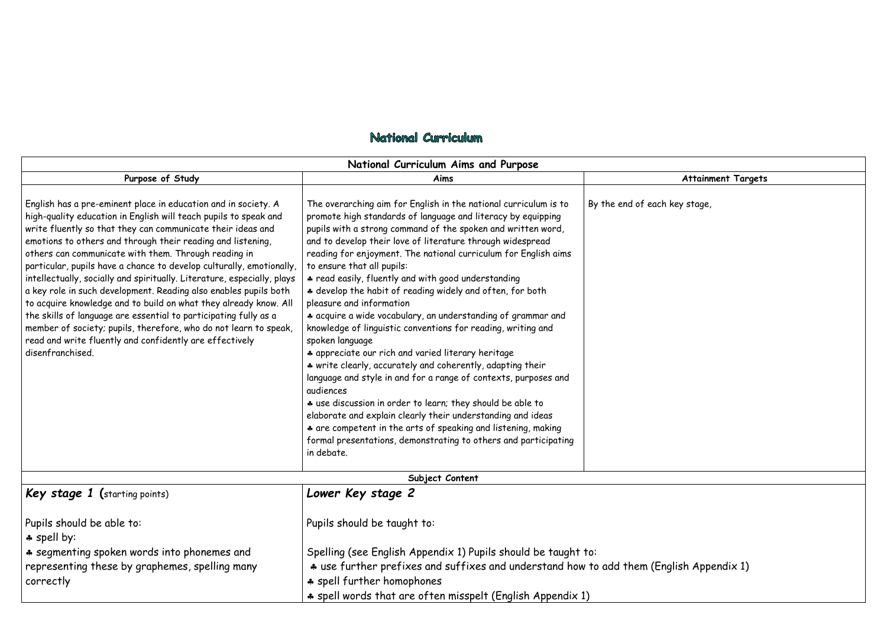# National Curriculum

| National Curriculum Aims and Purpose | | |
|---|---|---|
| **Purpose of Study** | **Aims** | **Attainment Targets** |
| English has a pre-eminent place in education and in society. A high-quality education in English will teach pupils to speak and write fluently so that they can communicate their ideas and emotions to others and through their reading and listening, others can communicate with them. Through reading in particular, pupils have a chance to develop culturally, emotionally, intellectually, socially and spiritually. Literature, especially, plays a key role in such development. Reading also enables pupils both to acquire knowledge and to build on what they already know. All the skills of language are essential to participating fully as a member of society; pupils, therefore, who do not learn to speak, read and write fluently and confidently are effectively disenfranchised. | The overarching aim for English in the national curriculum is to promote high standards of language and literacy by equipping pupils with a strong command of the spoken and written word, and to develop their love of literature through widespread reading for enjoyment. The national curriculum for English aims to ensure that all pupils:<br>♣ read easily, fluently and with good understanding<br>♣ develop the habit of reading widely and often, for both pleasure and information<br>♣ acquire a wide vocabulary, an understanding of grammar and knowledge of linguistic conventions for reading, writing and spoken language<br>♣ appreciate our rich and varied literary heritage<br>♣ write clearly, accurately and coherently, adapting their language and style in and for a range of contexts, purposes and audiences<br>♣ use discussion in order to learn; they should be able to elaborate and explain clearly their understanding and ideas<br>♣ are competent in the arts of speaking and listening, making formal presentations, demonstrating to others and participating in debate. | By the end of each key stage, |

| Subject Content | |
|---|---|
| ***Key stage 1*** (starting points)<br><br>Pupils should be able to:<br>♣ spell by:<br>♣ segmenting spoken words into phonemes and representing these by graphemes, spelling many correctly | ***Lower Key stage 2***<br><br>Pupils should be taught to:<br><br>Spelling (see English Appendix 1) Pupils should be taught to:<br>♣ use further prefixes and suffixes and understand how to add them (English Appendix 1)<br>♣ spell further homophones<br>♣ spell words that are often misspelt (English Appendix 1) |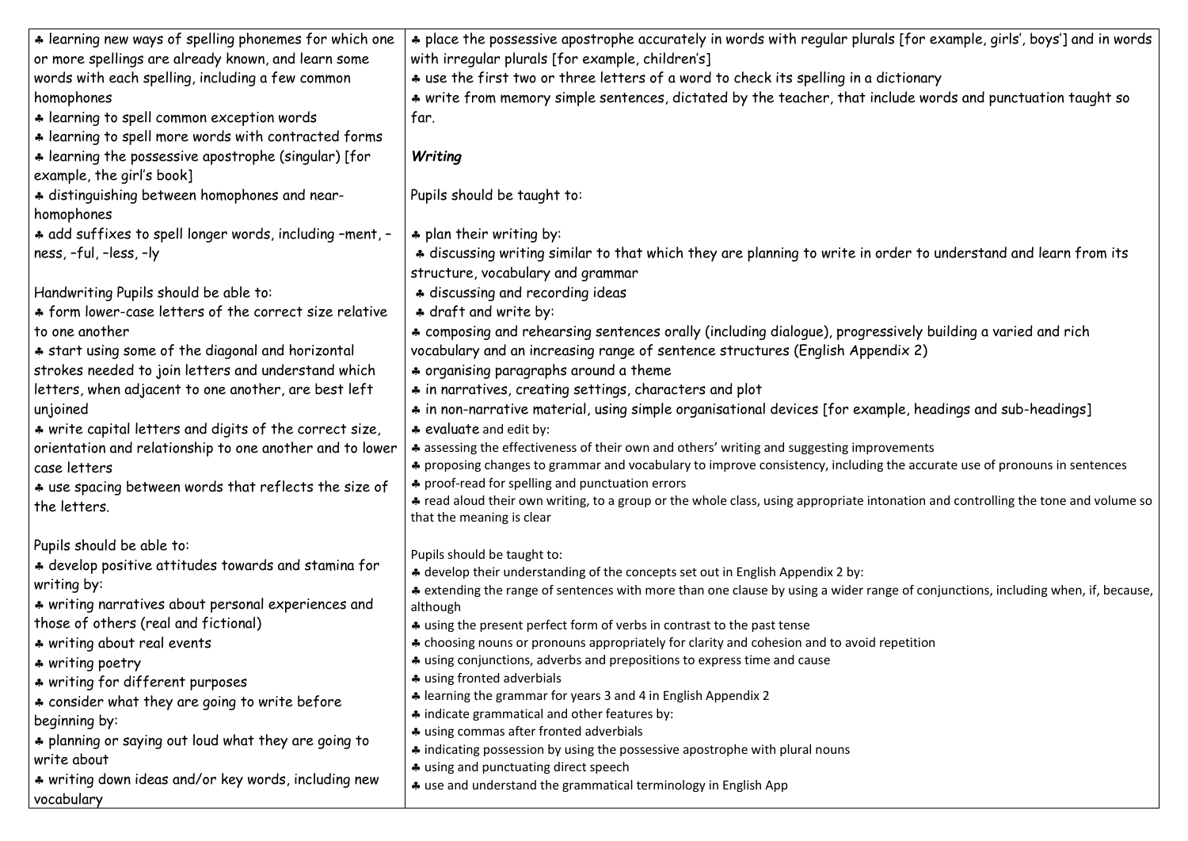♣ learning new ways of spelling phonemes for which one or more spellings are already known, and learn some words with each spelling, including a few common homophones
♣ learning to spell common exception words
♣ learning to spell more words with contracted forms
♣ learning the possessive apostrophe (singular) [for example, the girl's book]
♣ distinguishing between homophones and near-homophones
♣ add suffixes to spell longer words, including –ment, –ness, –ful, –less, –ly

Handwriting Pupils should be able to:
♣ form lower-case letters of the correct size relative to one another
♣ start using some of the diagonal and horizontal strokes needed to join letters and understand which letters, when adjacent to one another, are best left unjoined
♣ write capital letters and digits of the correct size, orientation and relationship to one another and to lower case letters
♣ use spacing between words that reflects the size of the letters.

Pupils should be able to:
♣ develop positive attitudes towards and stamina for writing by:
♣ writing narratives about personal experiences and those of others (real and fictional)
♣ writing about real events
♣ writing poetry
♣ writing for different purposes
♣ consider what they are going to write before beginning by:
♣ planning or saying out loud what they are going to write about
♣ writing down ideas and/or key words, including new vocabulary

♣ place the possessive apostrophe accurately in words with regular plurals [for example, girls', boys'] and in words with irregular plurals [for example, children's]
♣ use the first two or three letters of a word to check its spelling in a dictionary
♣ write from memory simple sentences, dictated by the teacher, that include words and punctuation taught so far.

***Writing***

Pupils should be taught to:

♣ plan their writing by:
♣ discussing writing similar to that which they are planning to write in order to understand and learn from its structure, vocabulary and grammar
♣ discussing and recording ideas
♣ draft and write by:
♣ composing and rehearsing sentences orally (including dialogue), progressively building a varied and rich vocabulary and an increasing range of sentence structures (English Appendix 2)
♣ organising paragraphs around a theme
♣ in narratives, creating settings, characters and plot
♣ in non-narrative material, using simple organisational devices [for example, headings and sub-headings]
♣ evaluate and edit by:
♣ assessing the effectiveness of their own and others' writing and suggesting improvements
♣ proposing changes to grammar and vocabulary to improve consistency, including the accurate use of pronouns in sentences
♣ proof-read for spelling and punctuation errors
♣ read aloud their own writing, to a group or the whole class, using appropriate intonation and controlling the tone and volume so that the meaning is clear

Pupils should be taught to:
♣ develop their understanding of the concepts set out in English Appendix 2 by:
♣ extending the range of sentences with more than one clause by using a wider range of conjunctions, including when, if, because, although
♣ using the present perfect form of verbs in contrast to the past tense
♣ choosing nouns or pronouns appropriately for clarity and cohesion and to avoid repetition
♣ using conjunctions, adverbs and prepositions to express time and cause
♣ using fronted adverbials
♣ learning the grammar for years 3 and 4 in English Appendix 2
♣ indicate grammatical and other features by:
♣ using commas after fronted adverbials
♣ indicating possession by using the possessive apostrophe with plural nouns
♣ using and punctuating direct speech
♣ use and understand the grammatical terminology in English App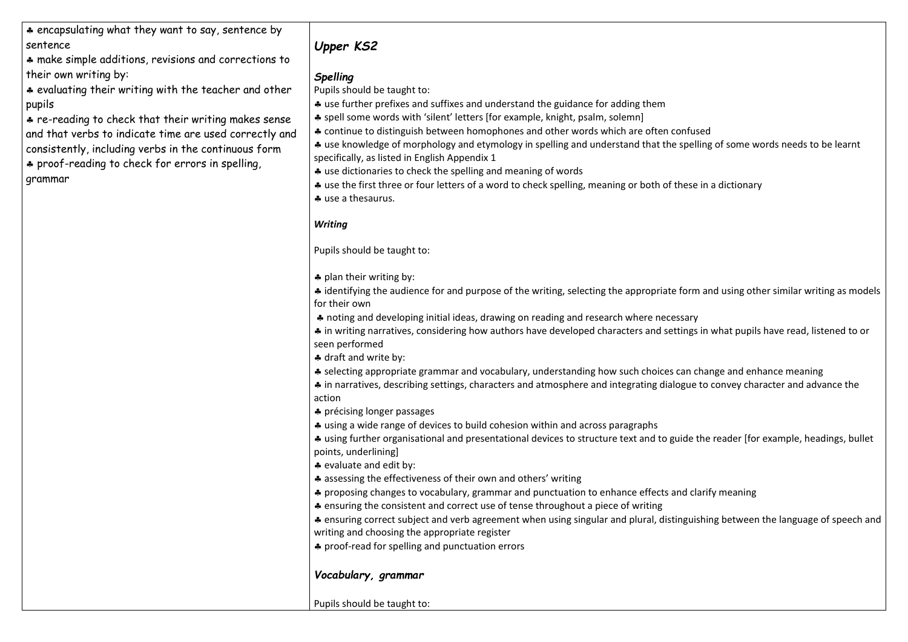| | |
|---|---|
| ♣ encapsulating what they want to say, sentence by sentence<br>♣ make simple additions, revisions and corrections to their own writing by:<br>♣ evaluating their writing with the teacher and other pupils<br>♣ re-reading to check that their writing makes sense and that verbs to indicate time are used correctly and consistently, including verbs in the continuous form<br>♣ proof-reading to check for errors in spelling, grammar | ***Upper KS2***<br><br>***Spelling***<br>Pupils should be taught to:<br>♣ use further prefixes and suffixes and understand the guidance for adding them<br>♣ spell some words with 'silent' letters [for example, knight, psalm, solemn]<br>♣ continue to distinguish between homophones and other words which are often confused<br>♣ use knowledge of morphology and etymology in spelling and understand that the spelling of some words needs to be learnt specifically, as listed in English Appendix 1<br>♣ use dictionaries to check the spelling and meaning of words<br>♣ use the first three or four letters of a word to check spelling, meaning or both of these in a dictionary<br>♣ use a thesaurus.<br><br>***Writing***<br><br>Pupils should be taught to:<br><br>♣ plan their writing by:<br>♣ identifying the audience for and purpose of the writing, selecting the appropriate form and using other similar writing as models for their own<br>♣ noting and developing initial ideas, drawing on reading and research where necessary<br>♣ in writing narratives, considering how authors have developed characters and settings in what pupils have read, listened to or seen performed<br>♣ draft and write by:<br>♣ selecting appropriate grammar and vocabulary, understanding how such choices can change and enhance meaning<br>♣ in narratives, describing settings, characters and atmosphere and integrating dialogue to convey character and advance the action<br>♣ précising longer passages<br>♣ using a wide range of devices to build cohesion within and across paragraphs<br>♣ using further organisational and presentational devices to structure text and to guide the reader [for example, headings, bullet points, underlining]<br>♣ evaluate and edit by:<br>♣ assessing the effectiveness of their own and others' writing<br>♣ proposing changes to vocabulary, grammar and punctuation to enhance effects and clarify meaning<br>♣ ensuring the consistent and correct use of tense throughout a piece of writing<br>♣ ensuring correct subject and verb agreement when using singular and plural, distinguishing between the language of speech and writing and choosing the appropriate register<br>♣ proof-read for spelling and punctuation errors<br><br>***Vocabulary, grammar***<br><br>Pupils should be taught to: |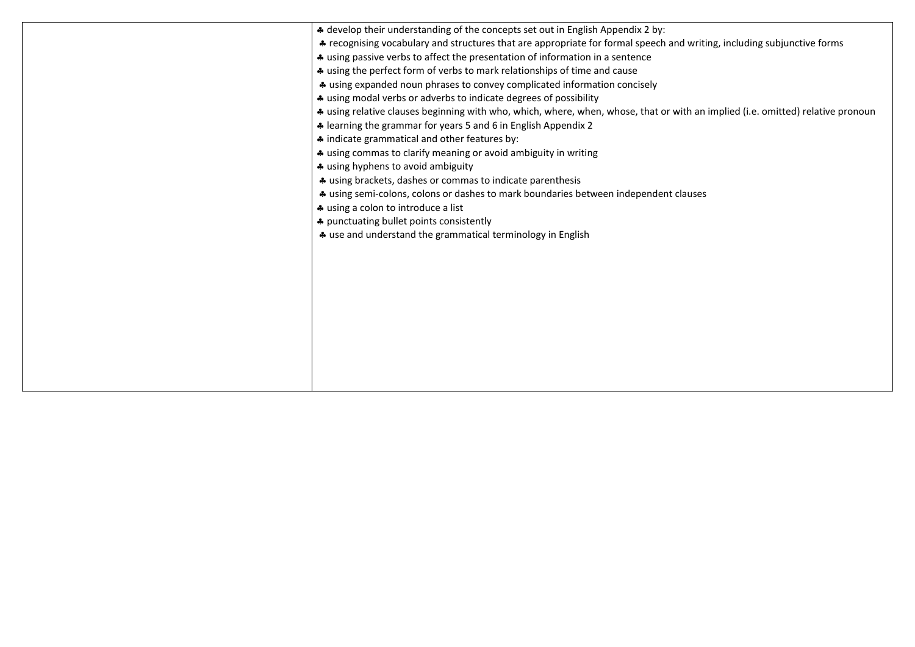| | |
|---|---|
| | ♣ develop their understanding of the concepts set out in English Appendix 2 by:<br>♣ recognising vocabulary and structures that are appropriate for formal speech and writing, including subjunctive forms<br>♣ using passive verbs to affect the presentation of information in a sentence<br>♣ using the perfect form of verbs to mark relationships of time and cause<br>♣ using expanded noun phrases to convey complicated information concisely<br>♣ using modal verbs or adverbs to indicate degrees of possibility<br>♣ using relative clauses beginning with who, which, where, when, whose, that or with an implied (i.e. omitted) relative pronoun<br>♣ learning the grammar for years 5 and 6 in English Appendix 2<br>♣ indicate grammatical and other features by:<br>♣ using commas to clarify meaning or avoid ambiguity in writing<br>♣ using hyphens to avoid ambiguity<br>♣ using brackets, dashes or commas to indicate parenthesis<br>♣ using semi-colons, colons or dashes to mark boundaries between independent clauses<br>♣ using a colon to introduce a list<br>♣ punctuating bullet points consistently<br>♣ use and understand the grammatical terminology in English |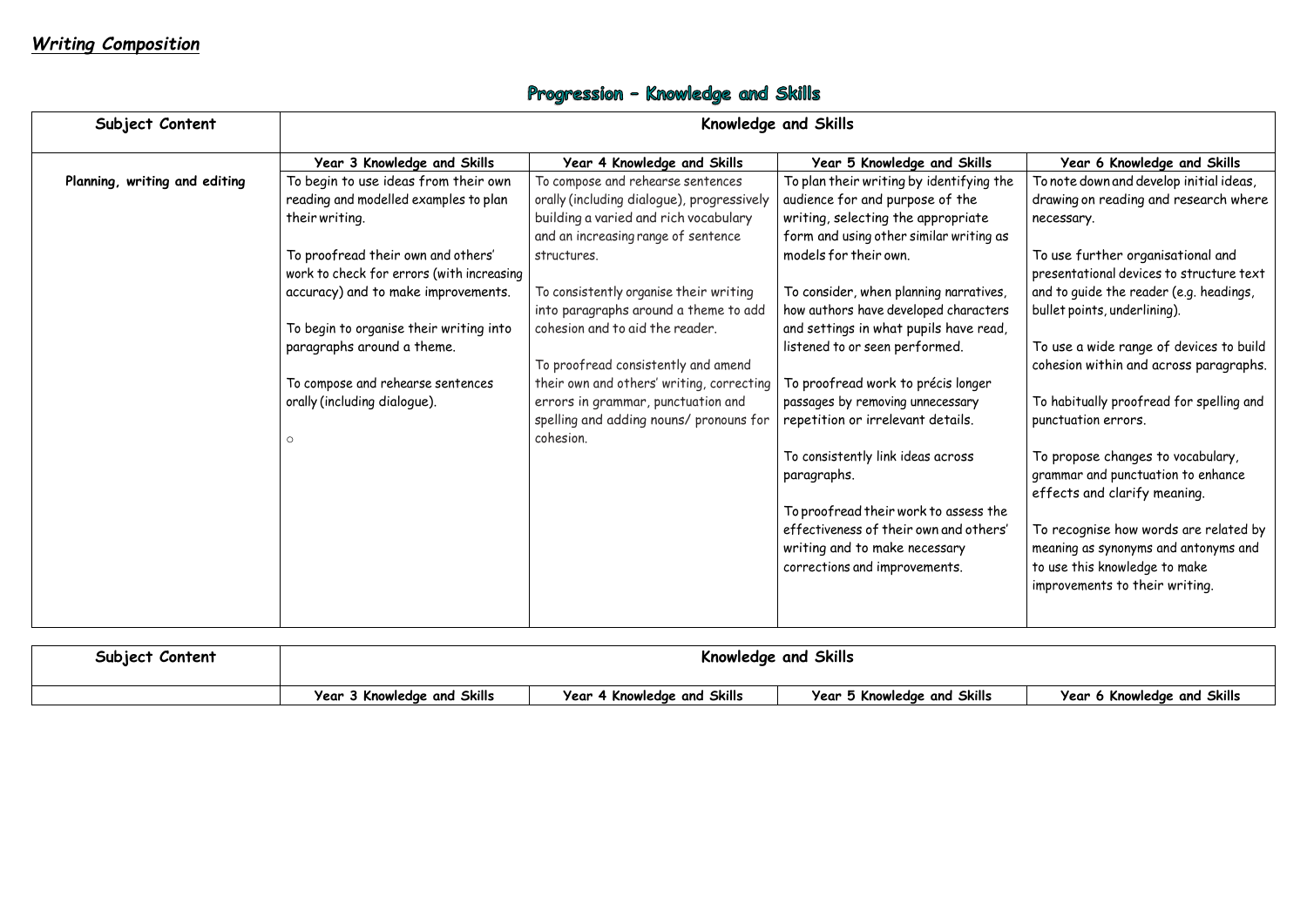## *Writing Composition*

### Progression – Knowledge and Skills

| Subject Content | Knowledge and Skills | | | |
|---|---|---|---|---|
| | Year 3 Knowledge and Skills | Year 4 Knowledge and Skills | Year 5 Knowledge and Skills | Year 6 Knowledge and Skills |
| Planning, writing and editing | To begin to use ideas from their own reading and modelled examples to plan their writing.<br><br>To proofread their own and others' work to check for errors (with increasing accuracy) and to make improvements.<br><br>To begin to organise their writing into paragraphs around a theme.<br><br>To compose and rehearse sentences orally (including dialogue).<br><br>○ | To compose and rehearse sentences orally (including dialogue), progressively building a varied and rich vocabulary and an increasing range of sentence structures.<br><br>To consistently organise their writing into paragraphs around a theme to add cohesion and to aid the reader.<br><br>To proofread consistently and amend their own and others' writing, correcting errors in grammar, punctuation and spelling and adding nouns/ pronouns for cohesion. | To plan their writing by identifying the audience for and purpose of the writing, selecting the appropriate form and using other similar writing as models for their own.<br><br>To consider, when planning narratives, how authors have developed characters and settings in what pupils have read, listened to or seen performed.<br><br>To proofread work to précis longer passages by removing unnecessary repetition or irrelevant details.<br><br>To consistently link ideas across paragraphs.<br><br>To proofread their work to assess the effectiveness of their own and others' writing and to make necessary corrections and improvements. | To note down and develop initial ideas, drawing on reading and research where necessary.<br><br>To use further organisational and presentational devices to structure text and to guide the reader (e.g. headings, bullet points, underlining).<br><br>To use a wide range of devices to build cohesion within and across paragraphs.<br><br>To habitually proofread for spelling and punctuation errors.<br><br>To propose changes to vocabulary, grammar and punctuation to enhance effects and clarify meaning.<br><br>To recognise how words are related by meaning as synonyms and antonyms and to use this knowledge to make improvements to their writing. |

| Subject Content | Knowledge and Skills | | | |
|---|---|---|---|---|
| | Year 3 Knowledge and Skills | Year 4 Knowledge and Skills | Year 5 Knowledge and Skills | Year 6 Knowledge and Skills |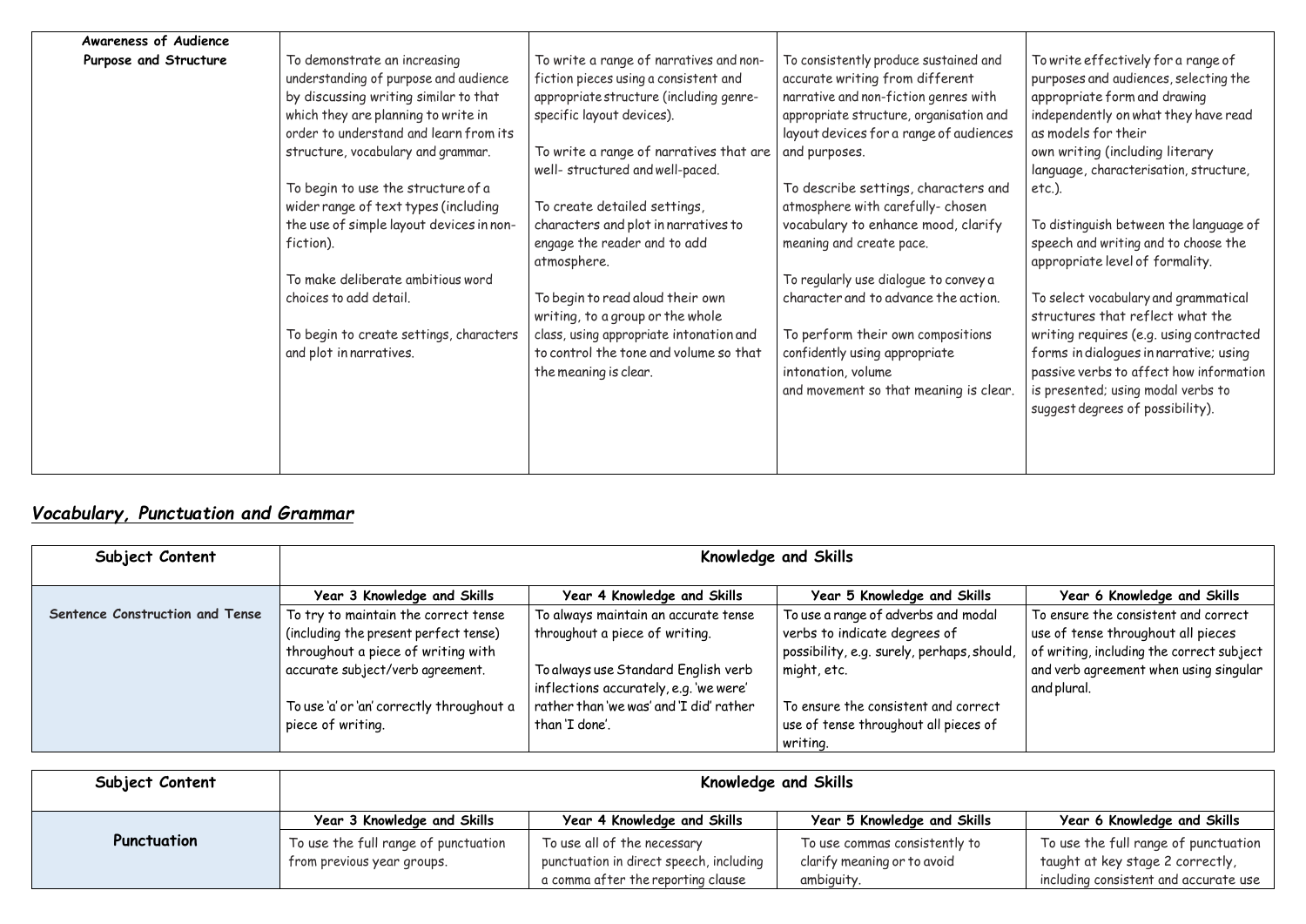| Awareness of Audience Purpose and Structure | To demonstrate an increasing understanding of purpose and audience by discussing writing similar to that which they are planning to write in order to understand and learn from its structure, vocabulary and grammar.<br><br>To begin to use the structure of a wider range of text types (including the use of simple layout devices in non-fiction).<br><br>To make deliberate ambitious word choices to add detail.<br><br>To begin to create settings, characters and plot in narratives. | To write a range of narratives and non-fiction pieces using a consistent and appropriate structure (including genre-specific layout devices).<br><br>To write a range of narratives that are well- structured and well-paced.<br><br>To create detailed settings, characters and plot in narratives to engage the reader and to add atmosphere.<br><br>To begin to read aloud their own writing, to a group or the whole class, using appropriate intonation and to control the tone and volume so that the meaning is clear. | To consistently produce sustained and accurate writing from different narrative and non-fiction genres with appropriate structure, organisation and layout devices for a range of audiences and purposes.<br><br>To describe settings, characters and atmosphere with carefully- chosen vocabulary to enhance mood, clarify meaning and create pace.<br><br>To regularly use dialogue to convey a character and to advance the action.<br><br>To perform their own compositions confidently using appropriate intonation, volume and movement so that meaning is clear. | To write effectively for a range of purposes and audiences, selecting the appropriate form and drawing independently on what they have read as models for their own writing (including literary language, characterisation, structure, etc.).<br><br>To distinguish between the language of speech and writing and to choose the appropriate level of formality.<br><br>To select vocabulary and grammatical structures that reflect what the writing requires (e.g. using contracted forms in dialogues in narrative; using passive verbs to affect how information is presented; using modal verbs to suggest degrees of possibility). |
|---|---|---|---|---|

## *Vocabulary, Punctuation and Grammar*

| Subject Content | Knowledge and Skills | | | |
|---|---|---|---|---|
| | **Year 3 Knowledge and Skills** | **Year 4 Knowledge and Skills** | **Year 5 Knowledge and Skills** | **Year 6 Knowledge and Skills** |
| **Sentence Construction and Tense** | To try to maintain the correct tense (including the present perfect tense) throughout a piece of writing with accurate subject/verb agreement.<br><br>To use 'a' or 'an' correctly throughout a piece of writing. | To always maintain an accurate tense throughout a piece of writing.<br><br>To always use Standard English verb inflections accurately, e.g. 'we were' rather than 'we was' and 'I did' rather than 'I done'. | To use a range of adverbs and modal verbs to indicate degrees of possibility, e.g. surely, perhaps, should, might, etc.<br><br>To ensure the consistent and correct use of tense throughout all pieces of writing. | To ensure the consistent and correct use of tense throughout all pieces of writing, including the correct subject and verb agreement when using singular and plural. |

| Subject Content | Knowledge and Skills | | | |
|---|---|---|---|---|
| | **Year 3 Knowledge and Skills** | **Year 4 Knowledge and Skills** | **Year 5 Knowledge and Skills** | **Year 6 Knowledge and Skills** |
| **Punctuation** | To use the full range of punctuation from previous year groups. | To use all of the necessary punctuation in direct speech, including a comma after the reporting clause | To use commas consistently to clarify meaning or to avoid ambiguity. | To use the full range of punctuation taught at key stage 2 correctly, including consistent and accurate use |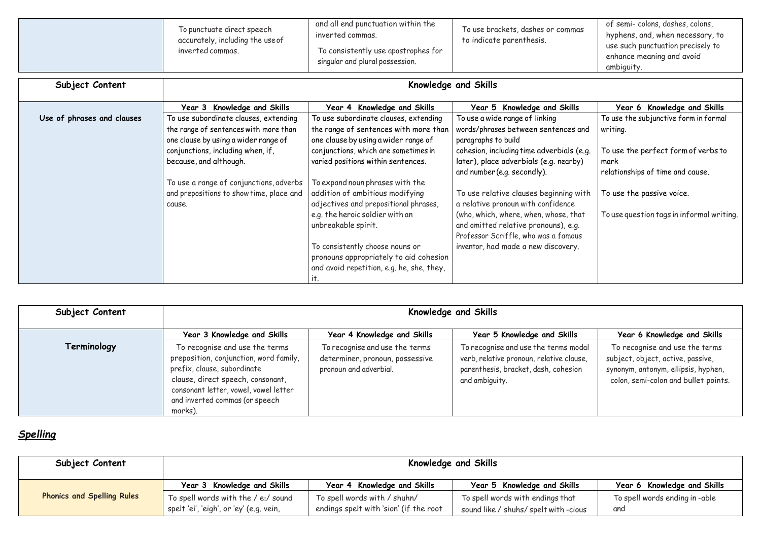| | | | | |
|---|---|---|---|---|
| | To punctuate direct speech accurately, including the use of inverted commas. | and all end punctuation within the inverted commas.<br><br>To consistently use apostrophes for singular and plural possession. | To use brackets, dashes or commas to indicate parenthesis. | of semi- colons, dashes, colons, hyphens, and, when necessary, to use such punctuation precisely to enhance meaning and avoid ambiguity. |

| Subject Content | Knowledge and Skills | | | |
|---|---|---|---|---|
| | Year 3 Knowledge and Skills | Year 4 Knowledge and Skills | Year 5 Knowledge and Skills | Year 6 Knowledge and Skills |
| Use of phrases and clauses | To use subordinate clauses, extending the range of sentences with more than one clause by using a wider range of conjunctions, including when, if, because, and although.<br><br>To use a range of conjunctions, adverbs and prepositions to show time, place and cause. | To use subordinate clauses, extending the range of sentences with more than one clause by using a wider range of conjunctions, which are sometimes in varied positions within sentences.<br><br>To expand noun phrases with the addition of ambitious modifying adjectives and prepositional phrases, e.g. the heroic soldier with an unbreakable spirit.<br><br>To consistently choose nouns or pronouns appropriately to aid cohesion and avoid repetition, e.g. he, she, they, it. | To use a wide range of linking words/phrases between sentences and paragraphs to build cohesion, including time adverbials (e.g. later), place adverbials (e.g. nearby) and number (e.g. secondly).<br><br>To use relative clauses beginning with a relative pronoun with confidence (who, which, where, when, whose, that and omitted relative pronouns), e.g. Professor Scriffle, who was a famous inventor, had made a new discovery. | To use the subjunctive form in formal writing.<br><br>To use the perfect form of verbs to mark relationships of time and cause.<br><br>To use the passive voice.<br><br>To use question tags in informal writing. |

| Subject Content | Knowledge and Skills | | | |
|---|---|---|---|---|
| | Year 3 Knowledge and Skills | Year 4 Knowledge and Skills | Year 5 Knowledge and Skills | Year 6 Knowledge and Skills |
| Terminology | To recognise and use the terms preposition, conjunction, word family, prefix, clause, subordinate clause, direct speech, consonant, consonant letter, vowel, vowel letter and inverted commas (or speech marks). | To recognise and use the terms determiner, pronoun, possessive pronoun and adverbial. | To recognise and use the terms modal verb, relative pronoun, relative clause, parenthesis, bracket, dash, cohesion and ambiguity. | To recognise and use the terms subject, object, active, passive, synonym, antonym, ellipsis, hyphen, colon, semi-colon and bullet points. |

## *Spelling*

| Subject Content | Knowledge and Skills | | | |
|---|---|---|---|---|
| | Year 3 Knowledge and Skills | Year 4 Knowledge and Skills | Year 5 Knowledge and Skills | Year 6 Knowledge and Skills |
| Phonics and Spelling Rules | To spell words with the / eɪ/ sound spelt 'ei', 'eigh', or 'ey' (e.g. vein, | To spell words with / shuhn/ endings spelt with 'sion' (if the root | To spell words with endings that sound like / shuhs/ spelt with -cious | To spell words ending in -able and |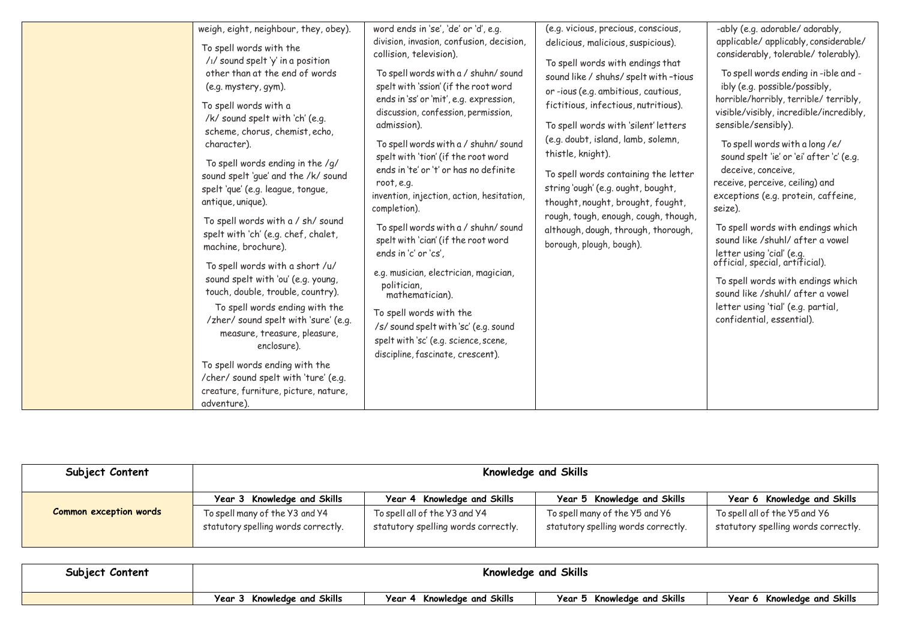| | | | | |
|---|---|---|---|---|
| | weigh, eight, neighbour, they, obey).<br><br>To spell words with the /ɪ/ sound spelt 'y' in a position other than at the end of words (e.g. mystery, gym).<br><br>To spell words with a /k/ sound spelt with 'ch' (e.g. scheme, chorus, chemist, echo, character).<br><br>To spell words ending in the /g/ sound spelt 'gue' and the /k/ sound spelt 'que' (e.g. league, tongue, antique, unique).<br><br>To spell words with a / sh/ sound spelt with 'ch' (e.g. chef, chalet, machine, brochure).<br><br>To spell words with a short /u/ sound spelt with 'ou' (e.g. young, touch, double, trouble, country).<br><br>To spell words ending with the /zher/ sound spelt with 'sure' (e.g. measure, treasure, pleasure, enclosure).<br><br>To spell words ending with the /cher/ sound spelt with 'ture' (e.g. creature, furniture, picture, nature, adventure). | word ends in 'se', 'de' or 'd', e.g. division, invasion, confusion, decision, collision, television).<br><br>To spell words with a / shuhn/ sound spelt with 'ssion' (if the root word ends in 'ss' or 'mit', e.g. expression, discussion, confession, permission, admission).<br><br>To spell words with a / shuhn/ sound spelt with 'tion' (if the root word ends in 'te' or 't' or has no definite root, e.g. invention, injection, action, hesitation, completion).<br><br>To spell words with a / shuhn/ sound spelt with 'cian' (if the root word ends in 'c' or 'cs', e.g. musician, electrician, magician, politician, mathematician).<br><br>To spell words with the /s/ sound spelt with 'sc' (e.g. sound spelt with 'sc' (e.g. science, scene, discipline, fascinate, crescent). | (e.g. vicious, precious, conscious, delicious, malicious, suspicious).<br><br>To spell words with endings that sound like / shuhs/ spelt with –tious or -ious (e.g. ambitious, cautious, fictitious, infectious, nutritious).<br><br>To spell words with 'silent' letters (e.g. doubt, island, lamb, solemn, thistle, knight).<br><br>To spell words containing the letter string 'ough' (e.g. ought, bought, thought, nought, brought, fought, rough, tough, enough, cough, though, although, dough, through, thorough, borough, plough, bough). | -ably (e.g. adorable/ adorably, applicable/ applicably, considerable/ considerably, tolerable/ tolerably).<br><br>To spell words ending in -ible and -ibly (e.g. possible/possibly, horrible/horribly, terrible/ terribly, visible/visibly, incredible/incredibly, sensible/sensibly).<br><br>To spell words with a long /e/ sound spelt 'ie' or 'ei' after 'c' (e.g. deceive, conceive, receive, perceive, ceiling) and exceptions (e.g. protein, caffeine, seize).<br><br>To spell words with endings which sound like /shuhl/ after a vowel letter using 'cial' (e.g. official, special, artificial).<br><br>To spell words with endings which sound like /shuhl/ after a vowel letter using 'tial' (e.g. partial, confidential, essential). |

| **Subject Content** | **Knowledge and Skills** | | | |
|---|---|---|---|---|
| | **Year 3 Knowledge and Skills** | **Year 4 Knowledge and Skills** | **Year 5 Knowledge and Skills** | **Year 6 Knowledge and Skills** |
| **Common exception words** | To spell many of the Y3 and Y4 statutory spelling words correctly. | To spell all of the Y3 and Y4 statutory spelling words correctly. | To spell many of the Y5 and Y6 statutory spelling words correctly. | To spell all of the Y5 and Y6 statutory spelling words correctly. |

| **Subject Content** | **Knowledge and Skills** | | | |
|---|---|---|---|---|
| | **Year 3 Knowledge and Skills** | **Year 4 Knowledge and Skills** | **Year 5 Knowledge and Skills** | **Year 6 Knowledge and Skills** |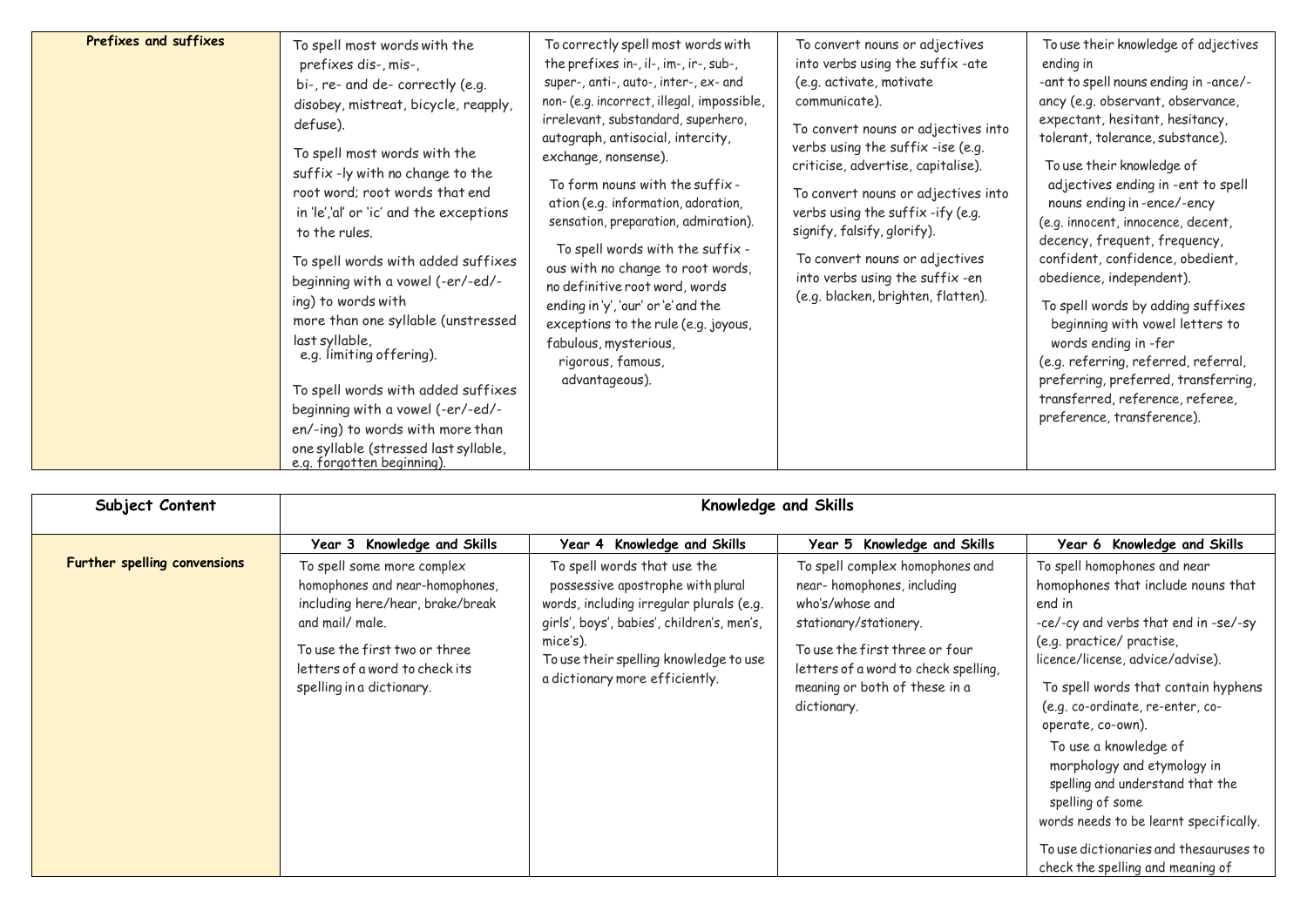| Prefixes and suffixes | To spell most words with the prefixes dis-, mis-, bi-, re- and de- correctly (e.g. disobey, mistreat, bicycle, reapply, defuse).<br><br>To spell most words with the suffix -ly with no change to the root word; root words that end in 'le','al' or 'ic' and the exceptions to the rules.<br><br>To spell words with added suffixes beginning with a vowel (-er/-ed/-ing) to words with more than one syllable (unstressed last syllable, e.g. limiting offering).<br><br>To spell words with added suffixes beginning with a vowel (-er/-ed/-en/-ing) to words with more than one syllable (stressed last syllable, e.g. forgotten beginning). | To correctly spell most words with the prefixes in-, il-, im-, ir-, sub-, super-, anti-, auto-, inter-, ex- and non- (e.g. incorrect, illegal, impossible, irrelevant, substandard, superhero, autograph, antisocial, intercity, exchange, nonsense).<br><br>To form nouns with the suffix -ation (e.g. information, adoration, sensation, preparation, admiration).<br><br>To spell words with the suffix -ous with no change to root words, no definitive root word, words ending in 'y', 'our' or 'e' and the exceptions to the rule (e.g. joyous, fabulous, mysterious, rigorous, famous, advantageous). | To convert nouns or adjectives into verbs using the suffix -ate (e.g. activate, motivate communicate).<br><br>To convert nouns or adjectives into verbs using the suffix -ise (e.g. criticise, advertise, capitalise).<br><br>To convert nouns or adjectives into verbs using the suffix -ify (e.g. signify, falsify, glorify).<br><br>To convert nouns or adjectives into verbs using the suffix -en (e.g. blacken, brighten, flatten). | To use their knowledge of adjectives ending in -ant to spell nouns ending in -ance/-ancy (e.g. observant, observance, expectant, hesitant, hesitancy, tolerant, tolerance, substance).<br><br>To use their knowledge of adjectives ending in -ent to spell nouns ending in -ence/-ency (e.g. innocent, innocence, decent, decency, frequent, frequency, confident, confidence, obedient, obedience, independent).<br><br>To spell words by adding suffixes beginning with vowel letters to words ending in -fer (e.g. referring, referred, referral, preferring, preferred, transferring, transferred, reference, referee, preference, transference). |
|---|---|---|---|---|

| Subject Content | Knowledge and Skills | | | |
|---|---|---|---|---|
| | **Year 3 Knowledge and Skills** | **Year 4 Knowledge and Skills** | **Year 5 Knowledge and Skills** | **Year 6 Knowledge and Skills** |
| **Further spelling convensions** | To spell some more complex homophones and near-homophones, including here/hear, brake/break and mail/ male.<br><br>To use the first two or three letters of a word to check its spelling in a dictionary. | To spell words that use the possessive apostrophe with plural words, including irregular plurals (e.g. girls', boys', babies', children's, men's, mice's).<br>To use their spelling knowledge to use a dictionary more efficiently. | To spell complex homophones and near- homophones, including who's/whose and stationary/stationery.<br><br>To use the first three or four letters of a word to check spelling, meaning or both of these in a dictionary. | To spell homophones and near homophones that include nouns that end in -ce/-cy and verbs that end in -se/-sy (e.g. practice/ practise, licence/license, advice/advise).<br><br>To spell words that contain hyphens (e.g. co-ordinate, re-enter, co-operate, co-own).<br><br>To use a knowledge of morphology and etymology in spelling and understand that the spelling of some words needs to be learnt specifically.<br><br>To use dictionaries and thesauruses to check the spelling and meaning of |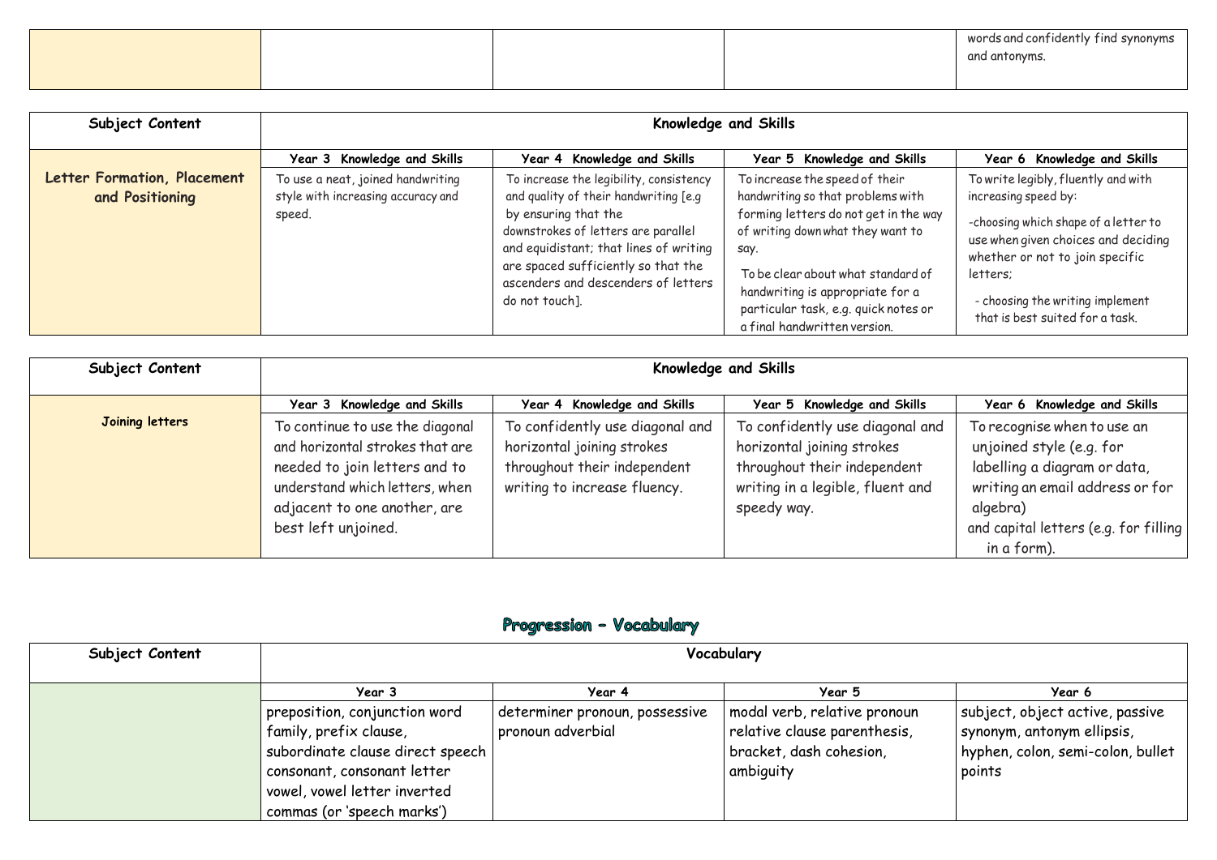| | | | | |
|---|---|---|---|---|
| | | | | words and confidently find synonyms and antonyms. |

| Subject Content | Knowledge and Skills | | | |
|---|---|---|---|---|
| | **Year 3 Knowledge and Skills** | **Year 4 Knowledge and Skills** | **Year 5 Knowledge and Skills** | **Year 6 Knowledge and Skills** |
| **Letter Formation, Placement and Positioning** | To use a neat, joined handwriting style with increasing accuracy and speed. | To increase the legibility, consistency and quality of their handwriting [e.g by ensuring that the downstrokes of letters are parallel and equidistant; that lines of writing are spaced sufficiently so that the ascenders and descenders of letters do not touch]. | To increase the speed of their handwriting so that problems with forming letters do not get in the way of writing down what they want to say. To be clear about what standard of handwriting is appropriate for a particular task, e.g. quick notes or a final handwritten version. | To write legibly, fluently and with increasing speed by: -choosing which shape of a letter to use when given choices and deciding whether or not to join specific letters; - choosing the writing implement that is best suited for a task. |

| Subject Content | Knowledge and Skills | | | |
|---|---|---|---|---|
| | **Year 3 Knowledge and Skills** | **Year 4 Knowledge and Skills** | **Year 5 Knowledge and Skills** | **Year 6 Knowledge and Skills** |
| **Joining letters** | To continue to use the diagonal and horizontal strokes that are needed to join letters and to understand which letters, when adjacent to one another, are best left unjoined. | To confidently use diagonal and horizontal joining strokes throughout their independent writing to increase fluency. | To confidently use diagonal and horizontal joining strokes throughout their independent writing in a legible, fluent and speedy way. | To recognise when to use an unjoined style (e.g. for labelling a diagram or data, writing an email address or for algebra) and capital letters (e.g. for filling in a form). |

## Progression – Vocabulary

| Subject Content | Vocabulary | | | |
|---|---|---|---|---|
| | **Year 3** | **Year 4** | **Year 5** | **Year 6** |
| | preposition, conjunction word family, prefix clause, subordinate clause direct speech consonant, consonant letter vowel, vowel letter inverted commas (or 'speech marks') | determiner pronoun, possessive pronoun adverbial | modal verb, relative pronoun relative clause parenthesis, bracket, dash cohesion, ambiguity | subject, object active, passive synonym, antonym ellipsis, hyphen, colon, semi-colon, bullet points |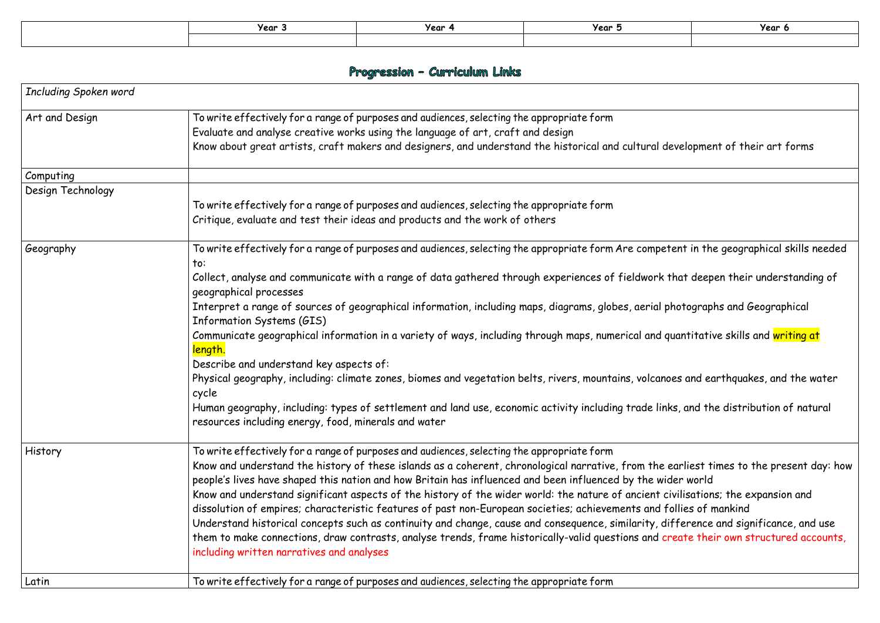| | Year 3 | Year 4 | Year 5 | Year 6 |
|---|---|---|---|---|
| | | | | |

## Progression – Curriculum Links

| *Including Spoken word* | |
|---|---|
| Art and Design | To write effectively for a range of purposes and audiences, selecting the appropriate form<br>Evaluate and analyse creative works using the language of art, craft and design<br>Know about great artists, craft makers and designers, and understand the historical and cultural development of their art forms |
| Computing | |
| Design Technology | To write effectively for a range of purposes and audiences, selecting the appropriate form<br>Critique, evaluate and test their ideas and products and the work of others |
| Geography | To write effectively for a range of purposes and audiences, selecting the appropriate form Are competent in the geographical skills needed to:<br>Collect, analyse and communicate with a range of data gathered through experiences of fieldwork that deepen their understanding of geographical processes<br>Interpret a range of sources of geographical information, including maps, diagrams, globes, aerial photographs and Geographical Information Systems (GIS)<br>Communicate geographical information in a variety of ways, including through maps, numerical and quantitative skills and writing at length.<br>Describe and understand key aspects of:<br>Physical geography, including: climate zones, biomes and vegetation belts, rivers, mountains, volcanoes and earthquakes, and the water cycle<br>Human geography, including: types of settlement and land use, economic activity including trade links, and the distribution of natural resources including energy, food, minerals and water |
| History | To write effectively for a range of purposes and audiences, selecting the appropriate form<br>Know and understand the history of these islands as a coherent, chronological narrative, from the earliest times to the present day: how people's lives have shaped this nation and how Britain has influenced and been influenced by the wider world<br>Know and understand significant aspects of the history of the wider world: the nature of ancient civilisations; the expansion and dissolution of empires; characteristic features of past non-European societies; achievements and follies of mankind<br>Understand historical concepts such as continuity and change, cause and consequence, similarity, difference and significance, and use them to make connections, draw contrasts, analyse trends, frame historically-valid questions and create their own structured accounts, including written narratives and analyses |
| Latin | To write effectively for a range of purposes and audiences, selecting the appropriate form |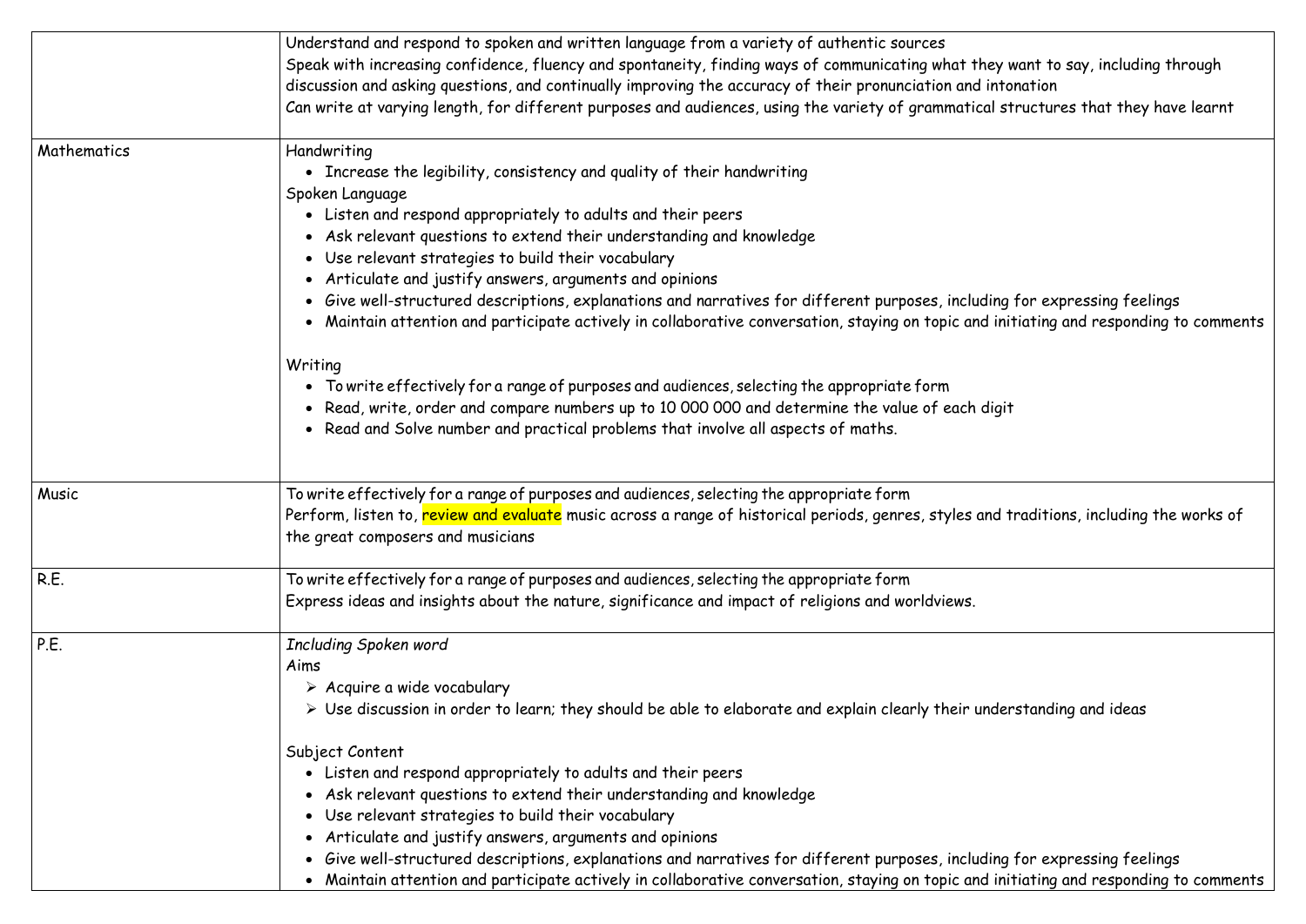|  |  |
|---|---|
|  | Understand and respond to spoken and written language from a variety of authentic sources<br>Speak with increasing confidence, fluency and spontaneity, finding ways of communicating what they want to say, including through discussion and asking questions, and continually improving the accuracy of their pronunciation and intonation<br>Can write at varying length, for different purposes and audiences, using the variety of grammatical structures that they have learnt |
| Mathematics | Handwriting<br>• Increase the legibility, consistency and quality of their handwriting<br>Spoken Language<br>• Listen and respond appropriately to adults and their peers<br>• Ask relevant questions to extend their understanding and knowledge<br>• Use relevant strategies to build their vocabulary<br>• Articulate and justify answers, arguments and opinions<br>• Give well-structured descriptions, explanations and narratives for different purposes, including for expressing feelings<br>• Maintain attention and participate actively in collaborative conversation, staying on topic and initiating and responding to comments<br><br>Writing<br>• To write effectively for a range of purposes and audiences, selecting the appropriate form<br>• Read, write, order and compare numbers up to 10 000 000 and determine the value of each digit<br>• Read and Solve number and practical problems that involve all aspects of maths. |
| Music | To write effectively for a range of purposes and audiences, selecting the appropriate form<br>Perform, listen to, review and evaluate music across a range of historical periods, genres, styles and traditions, including the works of the great composers and musicians |
| R.E. | To write effectively for a range of purposes and audiences, selecting the appropriate form<br>Express ideas and insights about the nature, significance and impact of religions and worldviews. |
| P.E. | *Including Spoken word*<br>Aims<br>➢ Acquire a wide vocabulary<br>➢ Use discussion in order to learn; they should be able to elaborate and explain clearly their understanding and ideas<br><br>Subject Content<br>• Listen and respond appropriately to adults and their peers<br>• Ask relevant questions to extend their understanding and knowledge<br>• Use relevant strategies to build their vocabulary<br>• Articulate and justify answers, arguments and opinions<br>• Give well-structured descriptions, explanations and narratives for different purposes, including for expressing feelings<br>• Maintain attention and participate actively in collaborative conversation, staying on topic and initiating and responding to comments |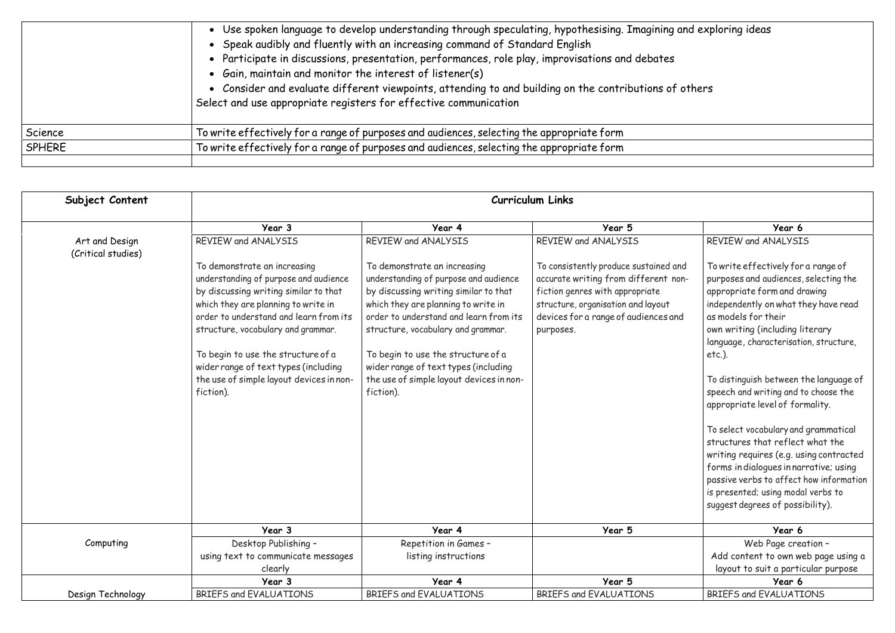| | |
|---|---|
| | • Use spoken language to develop understanding through speculating, hypothesising. Imagining and exploring ideas<br>• Speak audibly and fluently with an increasing command of Standard English<br>• Participate in discussions, presentation, performances, role play, improvisations and debates<br>• Gain, maintain and monitor the interest of listener(s)<br>• Consider and evaluate different viewpoints, attending to and building on the contributions of others<br>Select and use appropriate registers for effective communication |
| Science | To write effectively for a range of purposes and audiences, selecting the appropriate form |
| SPHERE | To write effectively for a range of purposes and audiences, selecting the appropriate form |
| | |

| **Subject Content** | **Curriculum Links** | | | |
|---|---|---|---|---|
| | **Year 3** | **Year 4** | **Year 5** | **Year 6** |
| Art and Design (Critical studies) | REVIEW and ANALYSIS<br><br>To demonstrate an increasing understanding of purpose and audience by discussing writing similar to that which they are planning to write in order to understand and learn from its structure, vocabulary and grammar.<br><br>To begin to use the structure of a wider range of text types (including the use of simple layout devices in non-fiction). | REVIEW and ANALYSIS<br><br>To demonstrate an increasing understanding of purpose and audience by discussing writing similar to that which they are planning to write in order to understand and learn from its structure, vocabulary and grammar.<br><br>To begin to use the structure of a wider range of text types (including the use of simple layout devices in non-fiction). | REVIEW and ANALYSIS<br><br>To consistently produce sustained and accurate writing from different non-fiction genres with appropriate structure, organisation and layout devices for a range of audiences and purposes. | REVIEW and ANALYSIS<br><br>To write effectively for a range of purposes and audiences, selecting the appropriate form and drawing independently on what they have read as models for their own writing (including literary language, characterisation, structure, etc.).<br><br>To distinguish between the language of speech and writing and to choose the appropriate level of formality.<br><br>To select vocabulary and grammatical structures that reflect what the writing requires (e.g. using contracted forms in dialogues in narrative; using passive verbs to affect how information is presented; using modal verbs to suggest degrees of possibility). |
| | **Year 3** | **Year 4** | **Year 5** | **Year 6** |
| Computing | Desktop Publishing – using text to communicate messages clearly | Repetition in Games – listing instructions | | Web Page creation – Add content to own web page using a layout to suit a particular purpose |
| | **Year 3** | **Year 4** | **Year 5** | **Year 6** |
| Design Technology | BRIEFS and EVALUATIONS | BRIEFS and EVALUATIONS | BRIEFS and EVALUATIONS | BRIEFS and EVALUATIONS |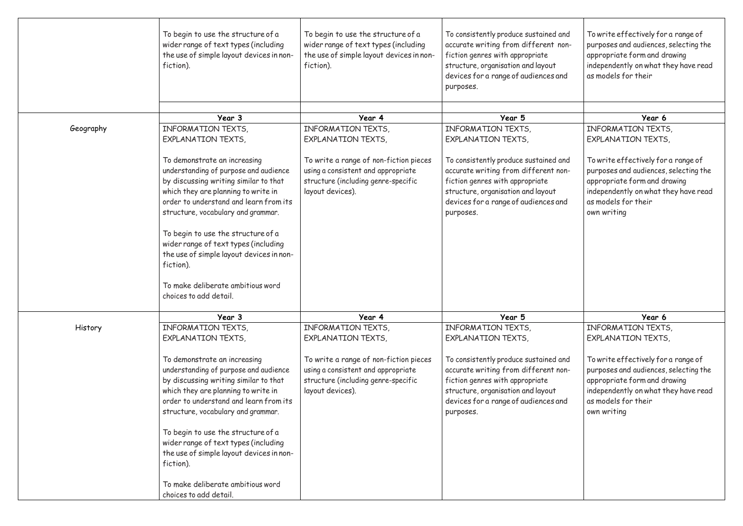| | | | | |
|---|---|---|---|---|
| | To begin to use the structure of a wider range of text types (including the use of simple layout devices in non-fiction). | To begin to use the structure of a wider range of text types (including the use of simple layout devices in non-fiction). | To consistently produce sustained and accurate writing from different non-fiction genres with appropriate structure, organisation and layout devices for a range of audiences and purposes. | To write effectively for a range of purposes and audiences, selecting the appropriate form and drawing independently on what they have read as models for their |
| | | | | |
| | **Year 3** | **Year 4** | **Year 5** | **Year 6** |
| Geography | INFORMATION TEXTS, EXPLANATION TEXTS,<br><br>To demonstrate an increasing understanding of purpose and audience by discussing writing similar to that which they are planning to write in order to understand and learn from its structure, vocabulary and grammar.<br><br>To begin to use the structure of a wider range of text types (including the use of simple layout devices in non-fiction).<br><br>To make deliberate ambitious word choices to add detail. | INFORMATION TEXTS, EXPLANATION TEXTS,<br><br>To write a range of non-fiction pieces using a consistent and appropriate structure (including genre-specific layout devices). | INFORMATION TEXTS, EXPLANATION TEXTS,<br><br>To consistently produce sustained and accurate writing from different non-fiction genres with appropriate structure, organisation and layout devices for a range of audiences and purposes. | INFORMATION TEXTS, EXPLANATION TEXTS,<br><br>To write effectively for a range of purposes and audiences, selecting the appropriate form and drawing independently on what they have read as models for their own writing |
| | **Year 3** | **Year 4** | **Year 5** | **Year 6** |
| History | INFORMATION TEXTS, EXPLANATION TEXTS,<br><br>To demonstrate an increasing understanding of purpose and audience by discussing writing similar to that which they are planning to write in order to understand and learn from its structure, vocabulary and grammar.<br><br>To begin to use the structure of a wider range of text types (including the use of simple layout devices in non-fiction).<br><br>To make deliberate ambitious word choices to add detail. | INFORMATION TEXTS, EXPLANATION TEXTS,<br><br>To write a range of non-fiction pieces using a consistent and appropriate structure (including genre-specific layout devices). | INFORMATION TEXTS, EXPLANATION TEXTS,<br><br>To consistently produce sustained and accurate writing from different non-fiction genres with appropriate structure, organisation and layout devices for a range of audiences and purposes. | INFORMATION TEXTS, EXPLANATION TEXTS,<br><br>To write effectively for a range of purposes and audiences, selecting the appropriate form and drawing independently on what they have read as models for their own writing |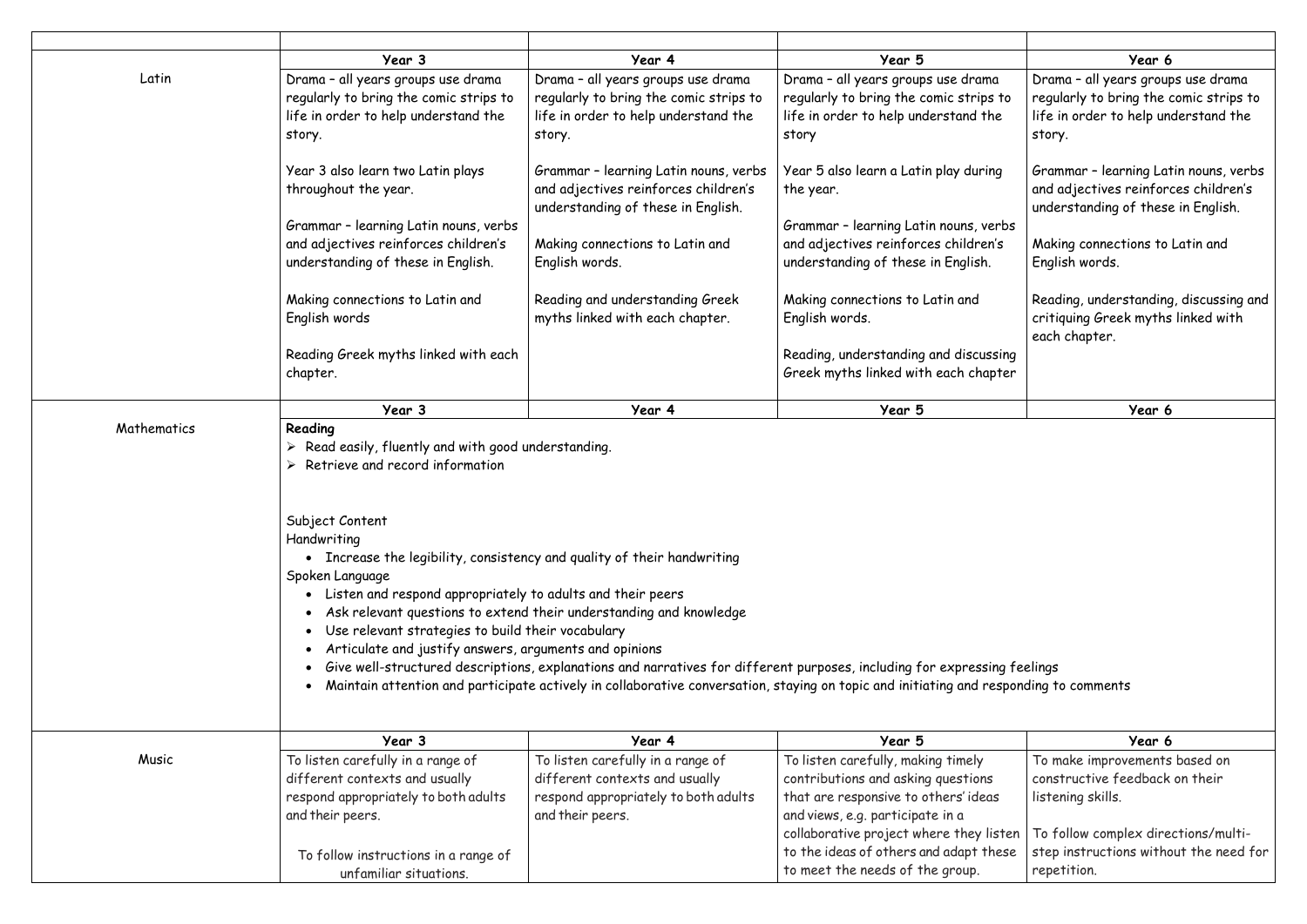| | | | | |
|---|---|---|---|---|
| | **Year 3** | **Year 4** | **Year 5** | **Year 6** |
| Latin | Drama – all years groups use drama regularly to bring the comic strips to life in order to help understand the story.<br><br>Year 3 also learn two Latin plays throughout the year.<br><br>Grammar – learning Latin nouns, verbs and adjectives reinforces children's understanding of these in English.<br><br>Making connections to Latin and English words<br><br>Reading Greek myths linked with each chapter. | Drama – all years groups use drama regularly to bring the comic strips to life in order to help understand the story.<br><br>Grammar – learning Latin nouns, verbs and adjectives reinforces children's understanding of these in English.<br><br>Making connections to Latin and English words.<br><br>Reading and understanding Greek myths linked with each chapter. | Drama – all years groups use drama regularly to bring the comic strips to life in order to help understand the story<br><br>Year 5 also learn a Latin play during the year.<br><br>Grammar – learning Latin nouns, verbs and adjectives reinforces children's understanding of these in English.<br><br>Making connections to Latin and English words.<br><br>Reading, understanding and discussing Greek myths linked with each chapter | Drama – all years groups use drama regularly to bring the comic strips to life in order to help understand the story.<br><br>Grammar – learning Latin nouns, verbs and adjectives reinforces children's understanding of these in English.<br><br>Making connections to Latin and English words.<br><br>Reading, understanding, discussing and critiquing Greek myths linked with each chapter. |
| | **Year 3** | **Year 4** | **Year 5** | **Year 6** |
| Mathematics | **Reading**<br>➢ Read easily, fluently and with good understanding.<br>➢ Retrieve and record information<br><br>Subject Content<br>Handwriting<br>• Increase the legibility, consistency and quality of their handwriting<br>Spoken Language<br>• Listen and respond appropriately to adults and their peers<br>• Ask relevant questions to extend their understanding and knowledge<br>• Use relevant strategies to build their vocabulary<br>• Articulate and justify answers, arguments and opinions<br>• Give well-structured descriptions, explanations and narratives for different purposes, including for expressing feelings<br>• Maintain attention and participate actively in collaborative conversation, staying on topic and initiating and responding to comments | | | |
| | **Year 3** | **Year 4** | **Year 5** | **Year 6** |
| Music | To listen carefully in a range of different contexts and usually respond appropriately to both adults and their peers.<br><br>To follow instructions in a range of unfamiliar situations. | To listen carefully in a range of different contexts and usually respond appropriately to both adults and their peers. | To listen carefully, making timely contributions and asking questions that are responsive to others' ideas and views, e.g. participate in a collaborative project where they listen to the ideas of others and adapt these to meet the needs of the group. | To make improvements based on constructive feedback on their listening skills.<br><br>To follow complex directions/multi-step instructions without the need for repetition. |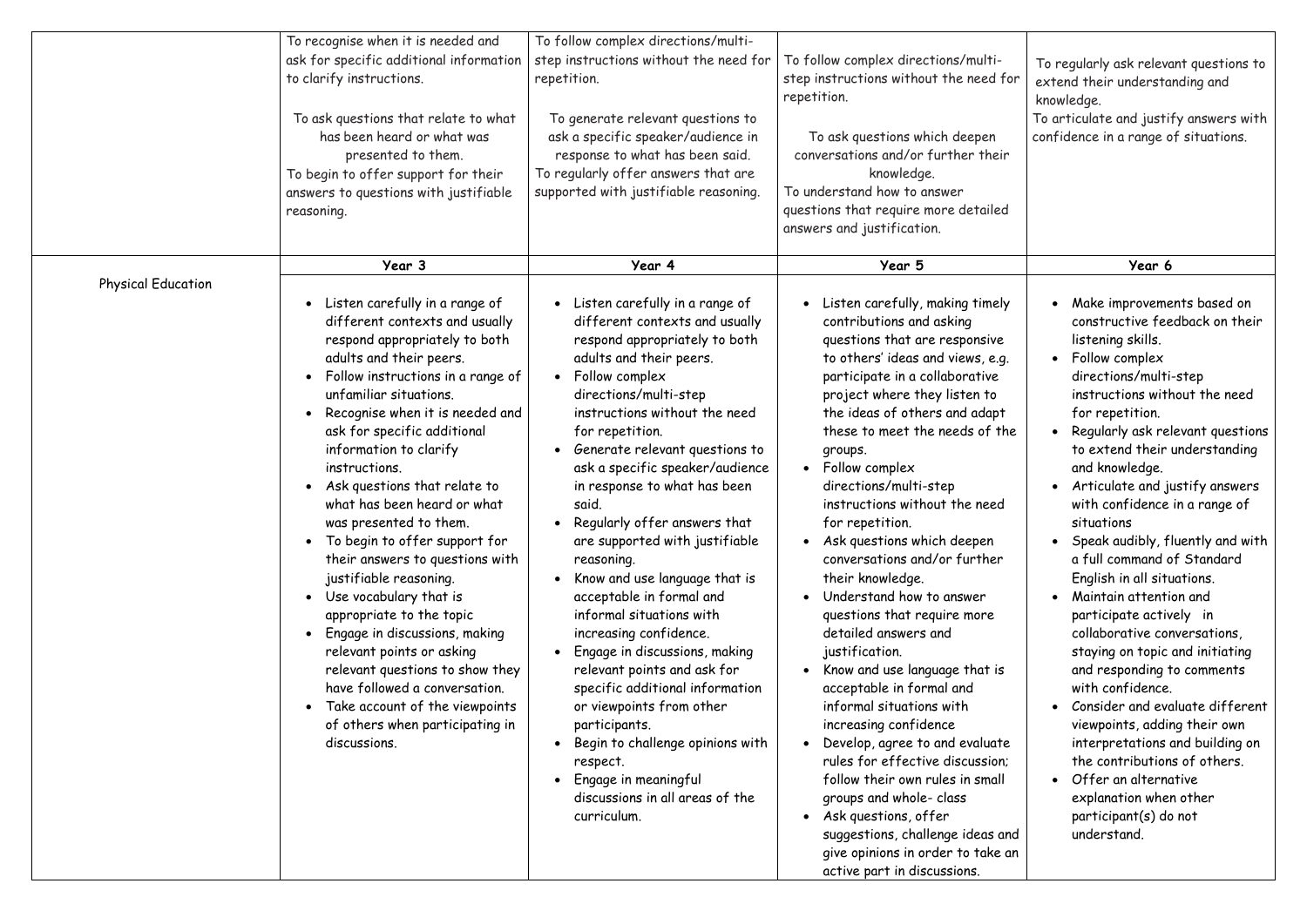| | | | | |
|---|---|---|---|---|
| | To recognise when it is needed and ask for specific additional information to clarify instructions.<br><br>To ask questions that relate to what has been heard or what was presented to them.<br>To begin to offer support for their answers to questions with justifiable reasoning. | To follow complex directions/multi-step instructions without the need for repetition.<br><br>To generate relevant questions to ask a specific speaker/audience in response to what has been said.<br>To regularly offer answers that are supported with justifiable reasoning. | To follow complex directions/multi-step instructions without the need for repetition.<br><br>To ask questions which deepen conversations and/or further their knowledge.<br>To understand how to answer questions that require more detailed answers and justification. | To regularly ask relevant questions to extend their understanding and knowledge.<br>To articulate and justify answers with confidence in a range of situations. |
| Physical Education | **Year 3** | **Year 4** | **Year 5** | **Year 6** |
| | • Listen carefully in a range of different contexts and usually respond appropriately to both adults and their peers.<br>• Follow instructions in a range of unfamiliar situations.<br>• Recognise when it is needed and ask for specific additional information to clarify instructions.<br>• Ask questions that relate to what has been heard or what was presented to them.<br>• To begin to offer support for their answers to questions with justifiable reasoning.<br>• Use vocabulary that is appropriate to the topic<br>• Engage in discussions, making relevant points or asking relevant questions to show they have followed a conversation.<br>• Take account of the viewpoints of others when participating in discussions. | • Listen carefully in a range of different contexts and usually respond appropriately to both adults and their peers.<br>• Follow complex directions/multi-step instructions without the need for repetition.<br>• Generate relevant questions to ask a specific speaker/audience in response to what has been said.<br>• Regularly offer answers that are supported with justifiable reasoning.<br>• Know and use language that is acceptable in formal and informal situations with increasing confidence.<br>• Engage in discussions, making relevant points and ask for specific additional information or viewpoints from other participants.<br>• Begin to challenge opinions with respect.<br>• Engage in meaningful discussions in all areas of the curriculum. | • Listen carefully, making timely contributions and asking questions that are responsive to others' ideas and views, e.g. participate in a collaborative project where they listen to the ideas of others and adapt these to meet the needs of the groups.<br>• Follow complex directions/multi-step instructions without the need for repetition.<br>• Ask questions which deepen conversations and/or further their knowledge.<br>• Understand how to answer questions that require more detailed answers and justification.<br>• Know and use language that is acceptable in formal and informal situations with increasing confidence<br>• Develop, agree to and evaluate rules for effective discussion; follow their own rules in small groups and whole- class<br>• Ask questions, offer suggestions, challenge ideas and give opinions in order to take an active part in discussions. | • Make improvements based on constructive feedback on their listening skills.<br>• Follow complex directions/multi-step instructions without the need for repetition.<br>• Regularly ask relevant questions to extend their understanding and knowledge.<br>• Articulate and justify answers with confidence in a range of situations<br>• Speak audibly, fluently and with a full command of Standard English in all situations.<br>• Maintain attention and participate actively in collaborative conversations, staying on topic and initiating and responding to comments with confidence.<br>• Consider and evaluate different viewpoints, adding their own interpretations and building on the contributions of others.<br>• Offer an alternative explanation when other participant(s) do not understand. |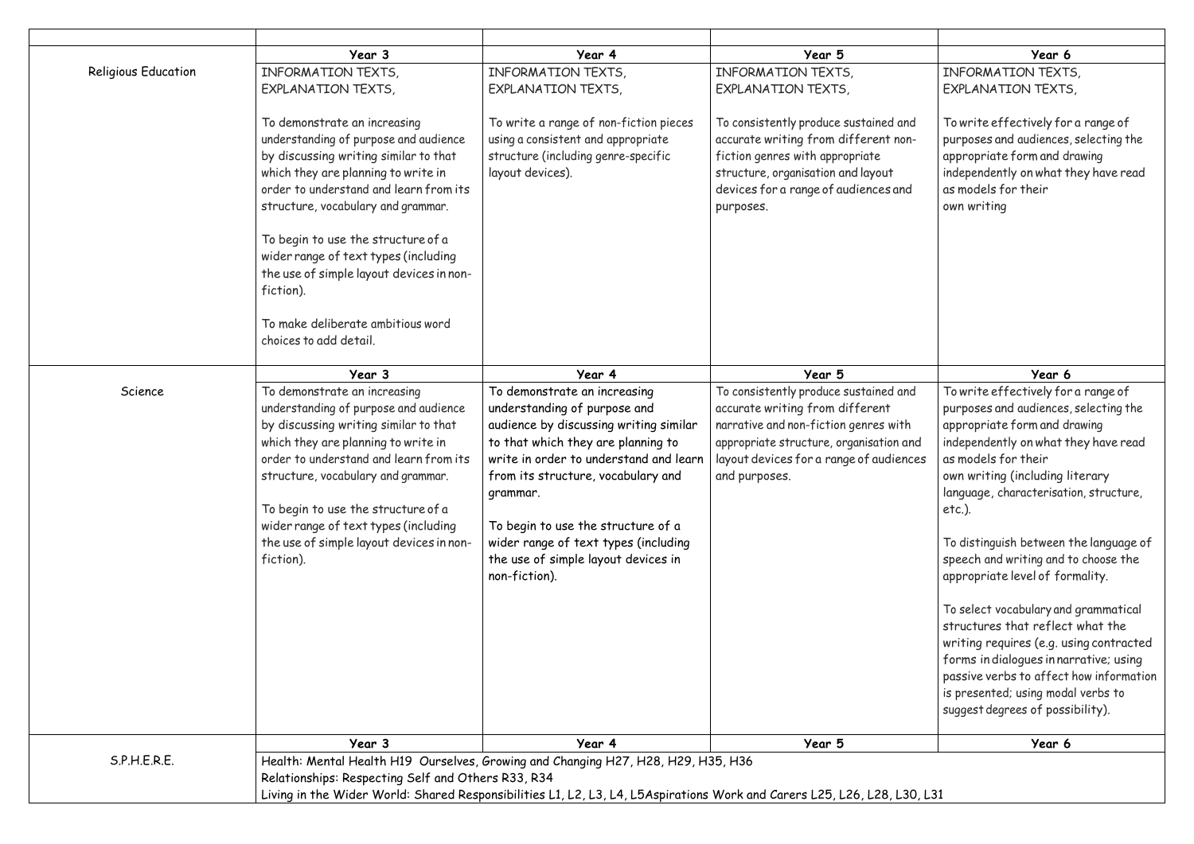| | | | | |
|---|---|---|---|---|
| | **Year 3** | **Year 4** | **Year 5** | **Year 6** |
| Religious Education | INFORMATION TEXTS, EXPLANATION TEXTS,<br><br>To demonstrate an increasing understanding of purpose and audience by discussing writing similar to that which they are planning to write in order to understand and learn from its structure, vocabulary and grammar.<br><br>To begin to use the structure of a wider range of text types (including the use of simple layout devices in non-fiction).<br><br>To make deliberate ambitious word choices to add detail. | INFORMATION TEXTS, EXPLANATION TEXTS,<br><br>To write a range of non-fiction pieces using a consistent and appropriate structure (including genre-specific layout devices). | INFORMATION TEXTS, EXPLANATION TEXTS,<br><br>To consistently produce sustained and accurate writing from different non-fiction genres with appropriate structure, organisation and layout devices for a range of audiences and purposes. | INFORMATION TEXTS, EXPLANATION TEXTS,<br><br>To write effectively for a range of purposes and audiences, selecting the appropriate form and drawing independently on what they have read as models for their own writing |
| | **Year 3** | **Year 4** | **Year 5** | **Year 6** |
| Science | To demonstrate an increasing understanding of purpose and audience by discussing writing similar to that which they are planning to write in order to understand and learn from its structure, vocabulary and grammar.<br><br>To begin to use the structure of a wider range of text types (including the use of simple layout devices in non-fiction). | To demonstrate an increasing understanding of purpose and audience by discussing writing similar to that which they are planning to write in order to understand and learn from its structure, vocabulary and grammar.<br><br>To begin to use the structure of a wider range of text types (including the use of simple layout devices in non-fiction). | To consistently produce sustained and accurate writing from different narrative and non-fiction genres with appropriate structure, organisation and layout devices for a range of audiences and purposes. | To write effectively for a range of purposes and audiences, selecting the appropriate form and drawing independently on what they have read as models for their own writing (including literary language, characterisation, structure, etc.).<br><br>To distinguish between the language of speech and writing and to choose the appropriate level of formality.<br><br>To select vocabulary and grammatical structures that reflect what the writing requires (e.g. using contracted forms in dialogues in narrative; using passive verbs to affect how information is presented; using modal verbs to suggest degrees of possibility). |
| | **Year 3** | **Year 4** | **Year 5** | **Year 6** |
| S.P.H.E.R.E. | Health: Mental Health H19 Ourselves, Growing and Changing H27, H28, H29, H35, H36<br>Relationships: Respecting Self and Others R33, R34<br>Living in the Wider World: Shared Responsibilities L1, L2, L3, L4, L5Aspirations Work and Carers L25, L26, L28, L30, L31 | | | |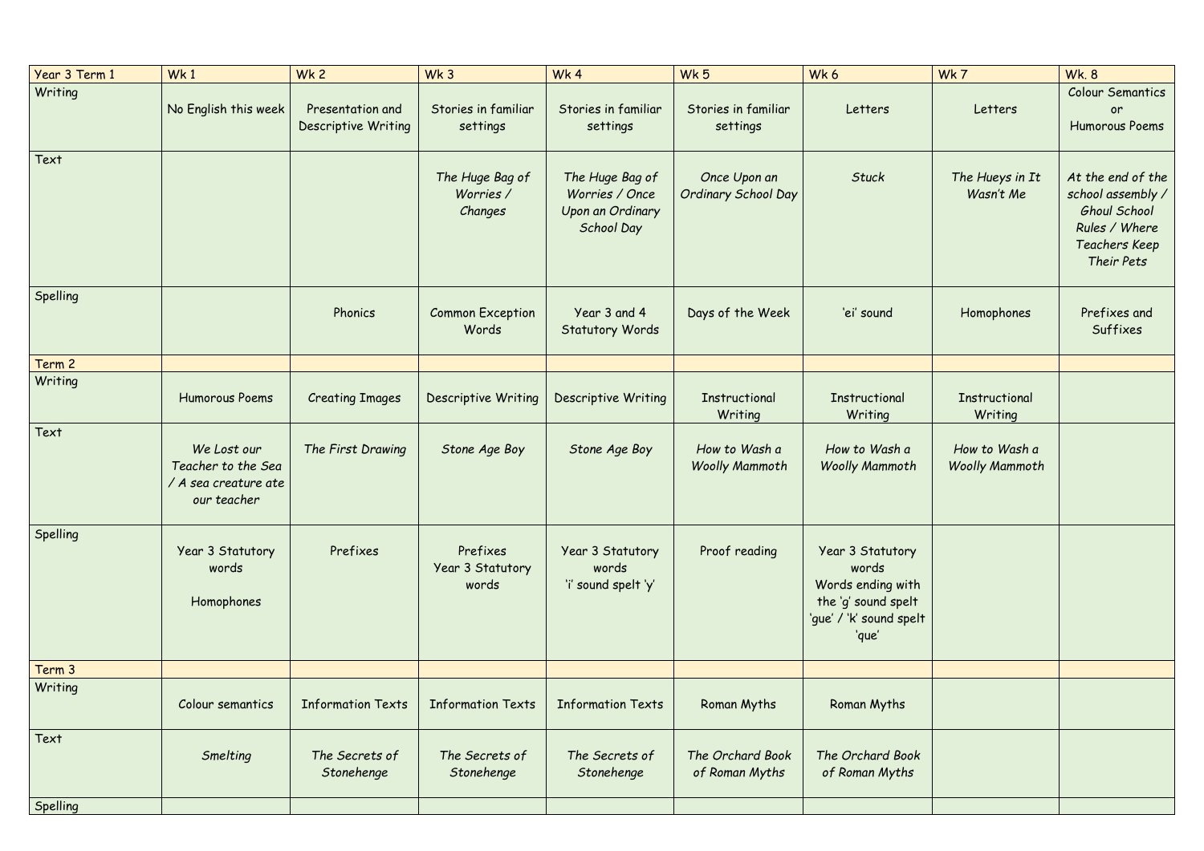| Year 3 Term 1 | Wk 1 | Wk 2 | Wk 3 | Wk 4 | Wk 5 | Wk 6 | Wk 7 | Wk. 8 |
|---|---|---|---|---|---|---|---|---|
| Writing | No English this week | Presentation and Descriptive Writing | Stories in familiar settings | Stories in familiar settings | Stories in familiar settings | Letters | Letters | Colour Semantics or Humorous Poems |
| Text | | | *The Huge Bag of Worries / Changes* | *The Huge Bag of Worries / Once Upon an Ordinary School Day* | *Once Upon an Ordinary School Day* | *Stuck* | *The Hueys in It Wasn't Me* | *At the end of the school assembly / Ghoul School Rules / Where Teachers Keep Their Pets* |
| Spelling | | Phonics | Common Exception Words | Year 3 and 4 Statutory Words | Days of the Week | 'ei' sound | Homophones | Prefixes and Suffixes |
| Term 2 | | | | | | | | |
| Writing | Humorous Poems | Creating Images | Descriptive Writing | Descriptive Writing | Instructional Writing | Instructional Writing | Instructional Writing | |
| Text | *We Lost our Teacher to the Sea / A sea creature ate our teacher* | *The First Drawing* | *Stone Age Boy* | *Stone Age Boy* | *How to Wash a Woolly Mammoth* | *How to Wash a Woolly Mammoth* | *How to Wash a Woolly Mammoth* | |
| Spelling | Year 3 Statutory words<br><br>Homophones | Prefixes | Prefixes<br>Year 3 Statutory words | Year 3 Statutory words<br>'i' sound spelt 'y' | Proof reading | Year 3 Statutory words<br>Words ending with the 'g' sound spelt 'gue' / 'k' sound spelt 'que' | | |
| Term 3 | | | | | | | | |
| Writing | Colour semantics | Information Texts | Information Texts | Information Texts | Roman Myths | Roman Myths | | |
| Text | *Smelting* | *The Secrets of Stonehenge* | *The Secrets of Stonehenge* | *The Secrets of Stonehenge* | *The Orchard Book of Roman Myths* | *The Orchard Book of Roman Myths* | | |
| Spelling | | | | | | | | |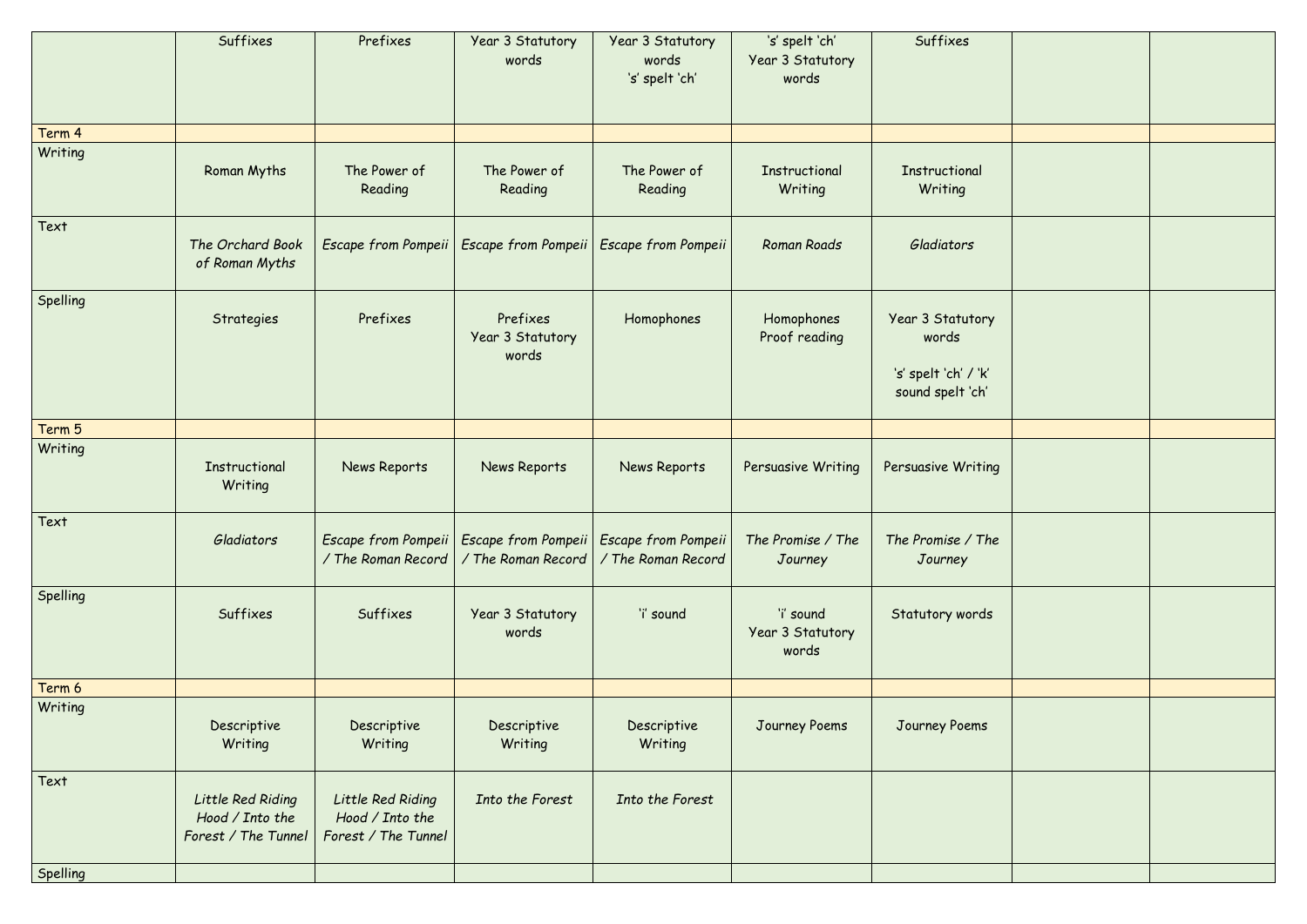|  |  |  |  |  |  |  |  |  |
|---|---|---|---|---|---|---|---|---|
|  | Suffixes | Prefixes | Year 3 Statutory words | Year 3 Statutory words 's' spelt 'ch' | 's' spelt 'ch' Year 3 Statutory words | Suffixes |  |  |
| Term 4 |  |  |  |  |  |  |  |  |
| Writing | Roman Myths | The Power of Reading | The Power of Reading | The Power of Reading | Instructional Writing | Instructional Writing |  |  |
| Text | *The Orchard Book of Roman Myths* | *Escape from Pompeii* | *Escape from Pompeii* | *Escape from Pompeii* | *Roman Roads* | *Gladiators* |  |  |
| Spelling | Strategies | Prefixes | Prefixes Year 3 Statutory words | Homophones | Homophones Proof reading | Year 3 Statutory words 's' spelt 'ch' / 'k' sound spelt 'ch' |  |  |
| Term 5 |  |  |  |  |  |  |  |  |
| Writing | Instructional Writing | News Reports | News Reports | News Reports | Persuasive Writing | Persuasive Writing |  |  |
| Text | *Gladiators* | *Escape from Pompeii / The Roman Record* | *Escape from Pompeii / The Roman Record* | *Escape from Pompeii / The Roman Record* | *The Promise / The Journey* | *The Promise / The Journey* |  |  |
| Spelling | Suffixes | Suffixes | Year 3 Statutory words | 'i' sound | 'i' sound Year 3 Statutory words | Statutory words |  |  |
| Term 6 |  |  |  |  |  |  |  |  |
| Writing | Descriptive Writing | Descriptive Writing | Descriptive Writing | Descriptive Writing | Journey Poems | Journey Poems |  |  |
| Text | *Little Red Riding Hood / Into the Forest / The Tunnel* | *Little Red Riding Hood / Into the Forest / The Tunnel* | *Into the Forest* | *Into the Forest* |  |  |  |  |
| Spelling |  |  |  |  |  |  |  |  |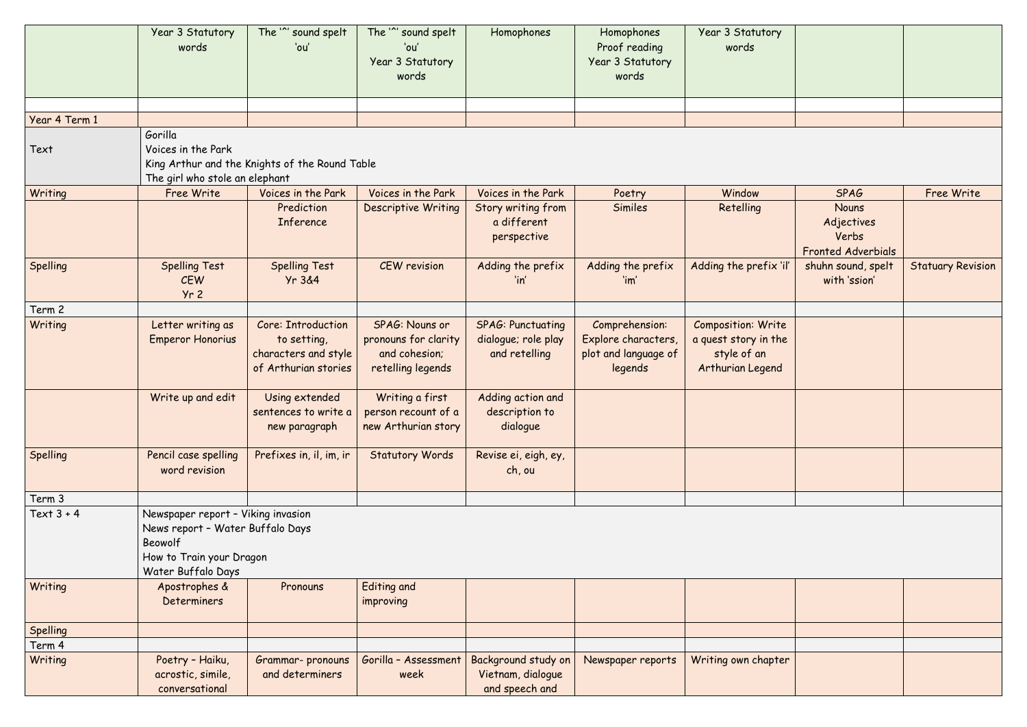| | Year 3 Statutory words | The '^' sound spelt 'ou' | The '^' sound spelt 'ou' Year 3 Statutory words | Homophones | Homophones Proof reading Year 3 Statutory words | Year 3 Statutory words | | |
|---|---|---|---|---|---|---|---|---|
| | | | | | | | | |
| Year 4 Term 1 | | | | | | | | |
| Text | Gorilla<br>Voices in the Park<br>King Arthur and the Knights of the Round Table<br>The girl who stole an elephant | | | | | | | |
| Writing | Free Write | Voices in the Park | Voices in the Park | Voices in the Park | Poetry | Window | SPAG | Free Write |
| | | Prediction Inference | Descriptive Writing | Story writing from a different perspective | Similes | Retelling | Nouns Adjectives Verbs Fronted Adverbials | |
| Spelling | Spelling Test CEW Yr 2 | Spelling Test Yr 3&4 | CEW revision | Adding the prefix 'in' | Adding the prefix 'im' | Adding the prefix 'il' | shuhn sound, spelt with 'ssion' | Statuary Revision |
| Term 2 | | | | | | | | |
| Writing | Letter writing as Emperor Honorius | Core: Introduction to setting, characters and style of Arthurian stories | SPAG: Nouns or pronouns for clarity and cohesion; retelling legends | SPAG: Punctuating dialogue; role play and retelling | Comprehension: Explore characters, plot and language of legends | Composition: Write a quest story in the style of an Arthurian Legend | | |
| | Write up and edit | Using extended sentences to write a new paragraph | Writing a first person recount of a new Arthurian story | Adding action and description to dialogue | | | | |
| Spelling | Pencil case spelling word revision | Prefixes in, il, im, ir | Statutory Words | Revise ei, eigh, ey, ch, ou | | | | |
| Term 3 | | | | | | | | |
| Text 3 + 4 | Newspaper report – Viking invasion<br>News report – Water Buffalo Days<br>Beowolf<br>How to Train your Dragon<br>Water Buffalo Days | | | | | | | |
| Writing | Apostrophes & Determiners | Pronouns | Editing and improving | | | | | |
| Spelling | | | | | | | | |
| Term 4 | | | | | | | | |
| Writing | Poetry – Haiku, acrostic, simile, conversational | Grammar- pronouns and determiners | Gorilla – Assessment week | Background study on Vietnam, dialogue and speech and | Newspaper reports | Writing own chapter | | |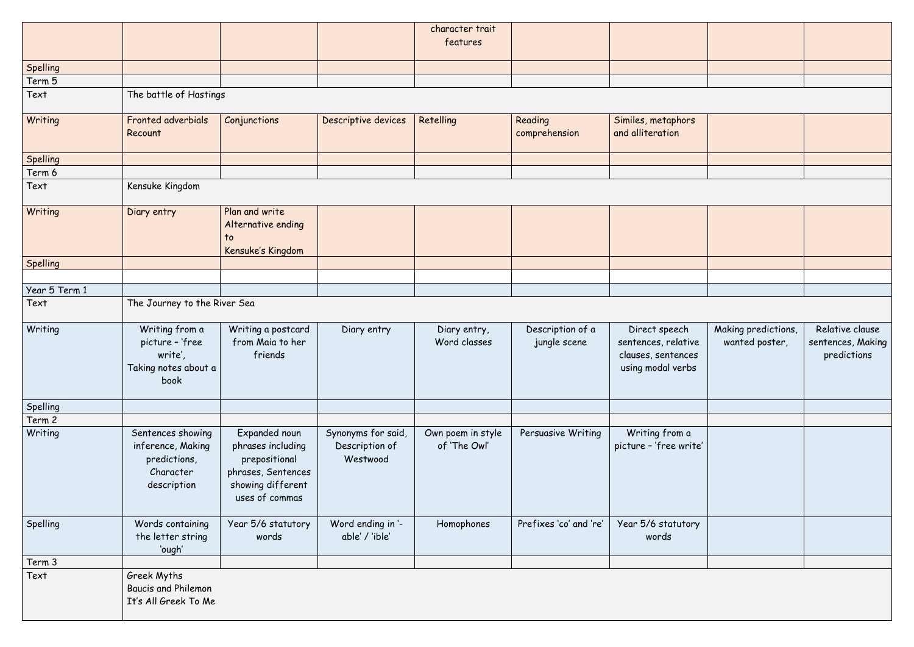| | | | | | | | | |
|---|---|---|---|---|---|---|---|---|
| | | | | character trait features | | | | |
| Spelling | | | | | | | | |
| Term 5 | | | | | | | | |
| Text | The battle of Hastings | | | | | | | |
| Writing | Fronted adverbials Recount | Conjunctions | Descriptive devices | Retelling | Reading comprehension | Similes, metaphors and alliteration | | |
| Spelling | | | | | | | | |
| Term 6 | | | | | | | | |
| Text | Kensuke Kingdom | | | | | | | |
| Writing | Diary entry | Plan and write Alternative ending to Kensuke's Kingdom | | | | | | |
| Spelling | | | | | | | | |
| | | | | | | | | |
| Year 5 Term 1 | | | | | | | | |
| Text | The Journey to the River Sea | | | | | | | |
| Writing | Writing from a picture – 'free write', Taking notes about a book | Writing a postcard from Maia to her friends | Diary entry | Diary entry, Word classes | Description of a jungle scene | Direct speech sentences, relative clauses, sentences using modal verbs | Making predictions, wanted poster, | Relative clause sentences, Making predictions |
| Spelling | | | | | | | | |
| Term 2 | | | | | | | | |
| Writing | Sentences showing inference, Making predictions, Character description | Expanded noun phrases including prepositional phrases, Sentences showing different uses of commas | Synonyms for said, Description of Westwood | Own poem in style of 'The Owl' | Persuasive Writing | Writing from a picture – 'free write' | | |
| Spelling | Words containing the letter string 'ough' | Year 5/6 statutory words | Word ending in '-able' / 'ible' | Homophones | Prefixes 'co' and 're' | Year 5/6 statutory words | | |
| Term 3 | | | | | | | | |
| Text | Greek Myths<br>Baucis and Philemon<br>It's All Greek To Me | | | | | | | |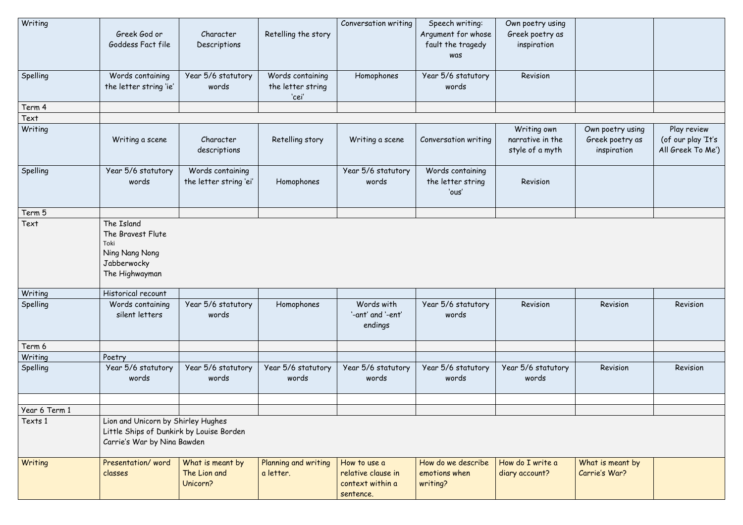| Writing | Greek God or Goddess Fact file | Character Descriptions | Retelling the story | Conversation writing | Speech writing: Argument for whose fault the tragedy was | Own poetry using Greek poetry as inspiration | | |
|---|---|---|---|---|---|---|---|---|
| Spelling | Words containing the letter string 'ie' | Year 5/6 statutory words | Words containing the letter string 'cei' | Homophones | Year 5/6 statutory words | Revision | | |
| Term 4 | | | | | | | | |
| Text | | | | | | | | |
| Writing | Writing a scene | Character descriptions | Retelling story | Writing a scene | Conversation writing | Writing own narrative in the style of a myth | Own poetry using Greek poetry as inspiration | Play review (of our play 'It's All Greek To Me') |
| Spelling | Year 5/6 statutory words | Words containing the letter string 'ei' | Homophones | Year 5/6 statutory words | Words containing the letter string 'ous' | Revision | | |
| Term 5 | | | | | | | | |
| Text | The Island<br>The Bravest Flute<br>Toki<br>Ning Nang Nong<br>Jabberwocky<br>The Highwayman | | | | | | | |
| Writing | Historical recount | | | | | | | |
| Spelling | Words containing silent letters | Year 5/6 statutory words | Homophones | Words with '-ant' and '-ent' endings | Year 5/6 statutory words | Revision | Revision | Revision |
| Term 6 | | | | | | | | |
| Writing | Poetry | | | | | | | |
| Spelling | Year 5/6 statutory words | Year 5/6 statutory words | Year 5/6 statutory words | Year 5/6 statutory words | Year 5/6 statutory words | Year 5/6 statutory words | Revision | Revision |
| | | | | | | | | |
| Year 6 Term 1 | | | | | | | | |
| Texts 1 | Lion and Unicorn by Shirley Hughes<br>Little Ships of Dunkirk by Louise Borden<br>Carrie's War by Nina Bawden | | | | | | | |
| Writing | Presentation/ word classes | What is meant by The Lion and Unicorn? | Planning and writing a letter. | How to use a relative clause in context within a sentence. | How do we describe emotions when writing? | How do I write a diary account? | What is meant by Carrie's War? | |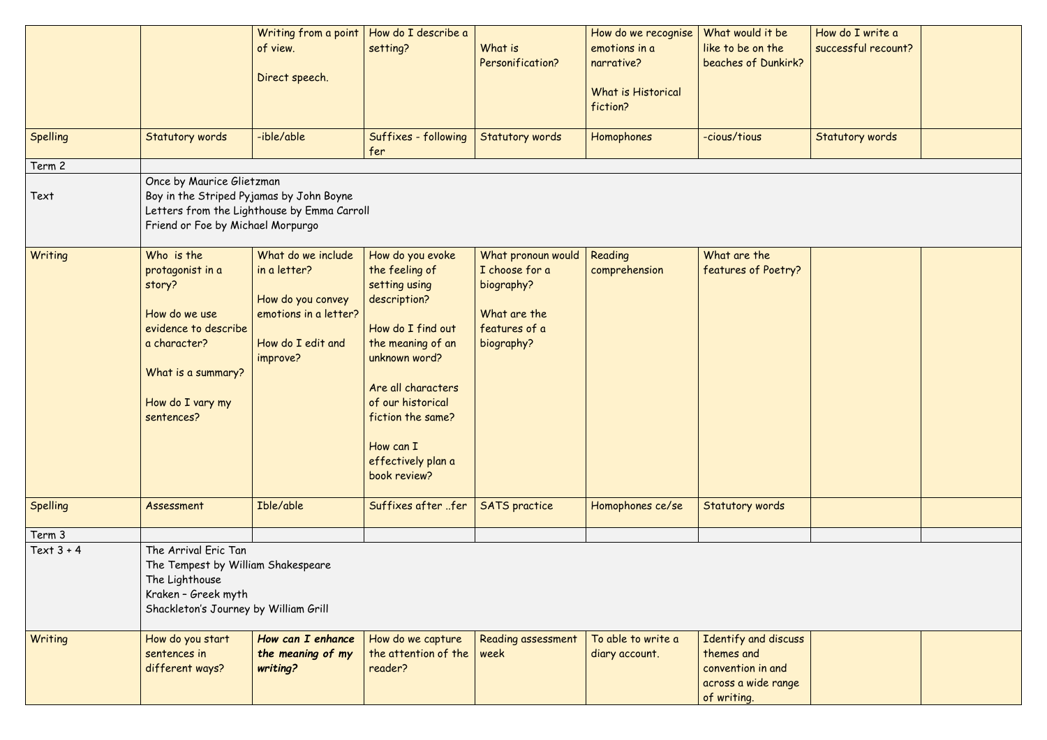| | | | | | | | | |
|---|---|---|---|---|---|---|---|---|
| | | Writing from a point of view.<br><br>Direct speech. | How do I describe a setting? | What is Personification? | How do we recognise emotions in a narrative?<br><br>What is Historical fiction? | What would it be like to be on the beaches of Dunkirk? | How do I write a successful recount? | |
| Spelling | Statutory words | -ible/able | Suffixes - following fer | Statutory words | Homophones | -cious/tious | Statutory words | |
| Term 2 | | | | | | | | |
| Text | Once by Maurice Glietzman<br>Boy in the Striped Pyjamas by John Boyne<br>Letters from the Lighthouse by Emma Carroll<br>Friend or Foe by Michael Morpurgo | | | | | | | |
| Writing | Who is the protagonist in a story?<br><br>How do we use evidence to describe a character?<br><br>What is a summary?<br><br>How do I vary my sentences? | What do we include in a letter?<br><br>How do you convey emotions in a letter?<br><br>How do I edit and improve? | How do you evoke the feeling of setting using description?<br><br>How do I find out the meaning of an unknown word?<br><br>Are all characters of our historical fiction the same?<br><br>How can I effectively plan a book review? | What pronoun would I choose for a biography?<br><br>What are the features of a biography? | Reading comprehension | What are the features of Poetry? | | |
| Spelling | Assessment | Ible/able | Suffixes after ..fer | SATS practice | Homophones ce/se | Statutory words | | |
| Term 3 | | | | | | | | |
| Text 3 + 4 | The Arrival Eric Tan<br>The Tempest by William Shakespeare<br>The Lighthouse<br>Kraken – Greek myth<br>Shackleton's Journey by William Grill | | | | | | | |
| Writing | How do you start sentences in different ways? | ***How can I enhance the meaning of my writing?*** | How do we capture the attention of the reader? | Reading assessment week | To able to write a diary account. | Identify and discuss themes and convention in and across a wide range of writing. | | |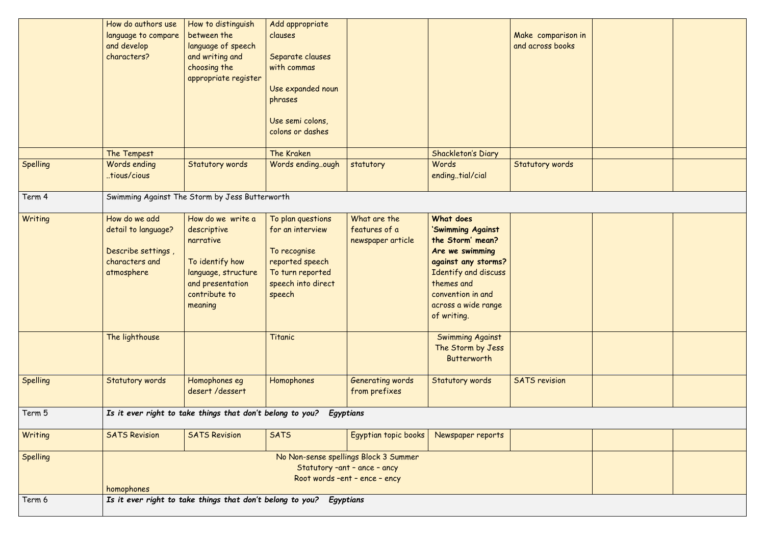| | | | | | | | | |
|---|---|---|---|---|---|---|---|---|
| | How do authors use language to compare and develop characters? | How to distinguish between the language of speech and writing and choosing the appropriate register | Add appropriate clauses<br><br>Separate clauses with commas<br><br>Use expanded noun phrases<br><br>Use semi colons, colons or dashes | | | Make comparison in and across books | | |
| | The Tempest | | The Kraken | | Shackleton's Diary | | | |
| Spelling | Words ending ..tious/cious | Statutory words | Words ending..ough | statutory | Words ending..tial/cial | Statutory words | | |
| Term 4 | Swimming Against The Storm by Jess Butterworth | | | | | | | |
| Writing | How do we add detail to language?<br><br>Describe settings , characters and atmosphere | How do we write a descriptive narrative<br><br>To identify how language, structure and presentation contribute to meaning | To plan questions for an interview<br><br>To recognise reported speech<br>To turn reported speech into direct speech | What are the features of a newspaper article | **What does 'Swimming Against the Storm' mean? Are we swimming against any storms?** Identify and discuss themes and convention in and across a wide range of writing. | | | |
| | The lighthouse | | Titanic | | Swimming Against The Storm by Jess Butterworth | | | |
| Spelling | Statutory words | Homophones eg desert /dessert | Homophones | Generating words from prefixes | Statutory words | SATS revision | | |
| Term 5 | ***Is it ever right to take things that don't belong to you? Egyptians*** | | | | | | | |
| Writing | SATS Revision | SATS Revision | SATS | Egyptian topic books | Newspaper reports | | | |
| Spelling | No Non-sense spellings Block 3 Summer<br>Statutory –ant – ance – ancy<br>Root words –ent – ence – ency<br>homophones | | | | | | | |
| Term 6 | ***Is it ever right to take things that don't belong to you? Egyptians*** | | | | | | | |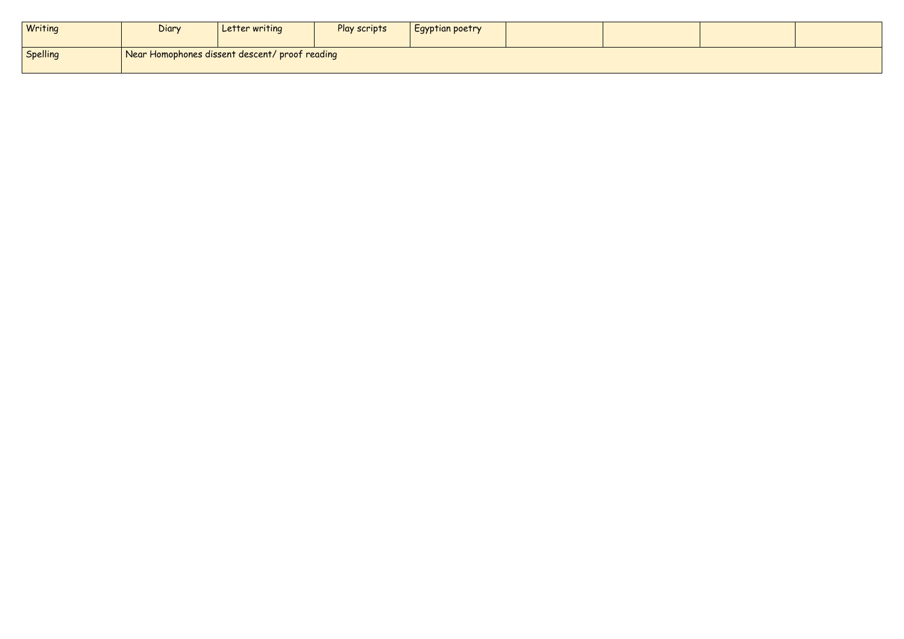| | | | | | | | | |
|---|---|---|---|---|---|---|---|---|
| Writing | Diary | Letter writing | Play scripts | Egyptian poetry | | | | |
| Spelling | Near Homophones dissent descent/ proof reading | | | | | | | |